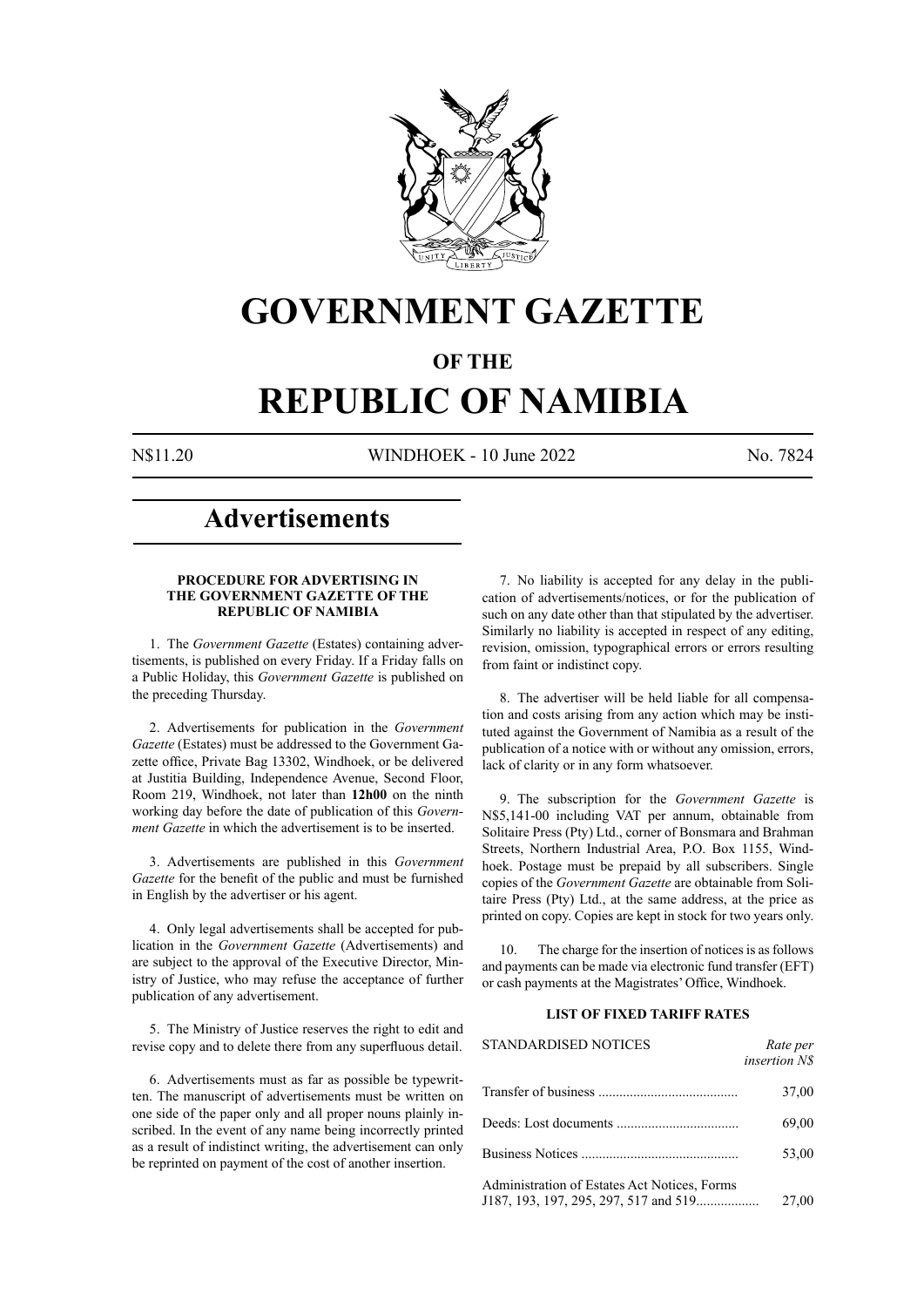# GOVERNMENT GAZETTE

## OF THE

# REPUBLIC OF NAMIBIA

N$11.20 WINDHOEK - 10 June 2022 No. 7824

# Advertisements

### PROCEDURE FOR ADVERTISING IN THE GOVERNMENT GAZETTE OF THE REPUBLIC OF NAMIBIA

1. The *Government Gazette* (Estates) containing advertisements, is published on every Friday. If a Friday falls on a Public Holiday, this *Government Gazette* is published on the preceding Thursday.

2. Advertisements for publication in the *Government Gazette* (Estates) must be addressed to the Government Gazette office, Private Bag 13302, Windhoek, or be delivered at Justitia Building, Independence Avenue, Second Floor, Room 219, Windhoek, not later than **12h00** on the ninth working day before the date of publication of this *Government Gazette* in which the advertisement is to be inserted.

3. Advertisements are published in this *Government Gazette* for the benefit of the public and must be furnished in English by the advertiser or his agent.

4. Only legal advertisements shall be accepted for publication in the *Government Gazette* (Advertisements) and are subject to the approval of the Executive Director, Ministry of Justice, who may refuse the acceptance of further publication of any advertisement.

5. The Ministry of Justice reserves the right to edit and revise copy and to delete there from any superfluous detail.

6. Advertisements must as far as possible be typewritten. The manuscript of advertisements must be written on one side of the paper only and all proper nouns plainly inscribed. In the event of any name being incorrectly printed as a result of indistinct writing, the advertisement can only be reprinted on payment of the cost of another insertion.

7. No liability is accepted for any delay in the publication of advertisements/notices, or for the publication of such on any date other than that stipulated by the advertiser. Similarly no liability is accepted in respect of any editing, revision, omission, typographical errors or errors resulting from faint or indistinct copy.

8. The advertiser will be held liable for all compensation and costs arising from any action which may be instituted against the Government of Namibia as a result of the publication of a notice with or without any omission, errors, lack of clarity or in any form whatsoever.

9. The subscription for the *Government Gazette* is N$5,141-00 including VAT per annum, obtainable from Solitaire Press (Pty) Ltd., corner of Bonsmara and Brahman Streets, Northern Industrial Area, P.O. Box 1155, Windhoek. Postage must be prepaid by all subscribers. Single copies of the *Government Gazette* are obtainable from Solitaire Press (Pty) Ltd., at the same address, at the price as printed on copy. Copies are kept in stock for two years only.

10. The charge for the insertion of notices is as follows and payments can be made via electronic fund transfer (EFT) or cash payments at the Magistrates' Office, Windhoek.

### LIST OF FIXED TARIFF RATES

| STANDARDISED NOTICES | *Rate per insertion N$* |
|---|---|
| Transfer of business | 37,00 |
| Deeds: Lost documents | 69,00 |
| Business Notices | 53,00 |
| Administration of Estates Act Notices, Forms J187, 193, 197, 295, 297, 517 and 519 | 27,00 |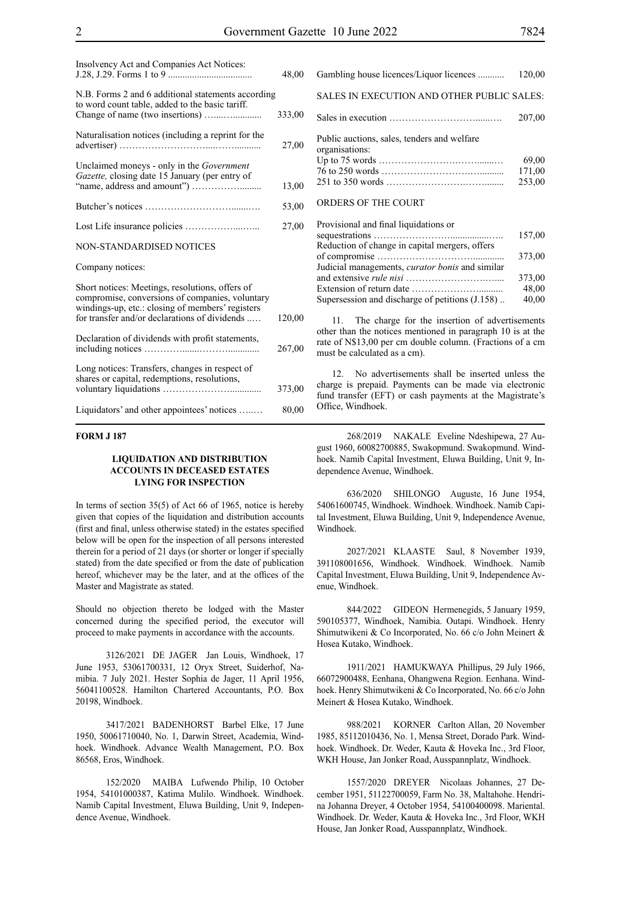| | |
|---|---|
| Insolvency Act and Companies Act Notices: J.28, J.29. Forms 1 to 9 | 48,00 |
| N.B. Forms 2 and 6 additional statements according to word count table, added to the basic tariff. Change of name (two insertions) | 333,00 |
| Naturalisation notices (including a reprint for the advertiser) | 27,00 |
| Unclaimed moneys - only in the *Government Gazette,* closing date 15 January (per entry of "name, address and amount") | 13,00 |
| Butcher's notices | 53,00 |
| Lost Life insurance policies | 27,00 |

NON-STANDARDISED NOTICES

Company notices:

| | |
|---|---|
| Short notices: Meetings, resolutions, offers of compromise, conversions of companies, voluntary windings-up, etc.: closing of members' registers for transfer and/or declarations of dividends | 120,00 |
| Declaration of dividends with profit statements, including notices | 267,00 |
| Long notices: Transfers, changes in respect of shares or capital, redemptions, resolutions, voluntary liquidations | 373,00 |
| Liquidators' and other appointees' notices | 80,00 |
| Gambling house licences/Liquor licences | 120,00 |

SALES IN EXECUTION AND OTHER PUBLIC SALES:

| | |
|---|---|
| Sales in execution | 207,00 |
| Public auctions, sales, tenders and welfare organisations: | |
| Up to 75 words | 69,00 |
| 76 to 250 words | 171,00 |
| 251 to 350 words | 253,00 |

ORDERS OF THE COURT

| | |
|---|---|
| Provisional and final liquidations or sequestrations | 157,00 |
| Reduction of change in capital mergers, offers of compromise | 373,00 |
| Judicial managements, *curator bonis* and similar and extensive *rule nisi* | 373,00 |
| Extension of return date | 48,00 |
| Supersession and discharge of petitions (J.158) | 40,00 |

11. The charge for the insertion of advertisements other than the notices mentioned in paragraph 10 is at the rate of N$13,00 per cm double column. (Fractions of a cm must be calculated as a cm).

12. No advertisements shall be inserted unless the charge is prepaid. Payments can be made via electronic fund transfer (EFT) or cash payments at the Magistrate's Office, Windhoek.

**FORM J 187**

**LIQUIDATION AND DISTRIBUTION ACCOUNTS IN DECEASED ESTATES LYING FOR INSPECTION**

In terms of section 35(5) of Act 66 of 1965, notice is hereby given that copies of the liquidation and distribution accounts (first and final, unless otherwise stated) in the estates specified below will be open for the inspection of all persons interested therein for a period of 21 days (or shorter or longer if specially stated) from the date specified or from the date of publication hereof, whichever may be the later, and at the offices of the Master and Magistrate as stated.

Should no objection thereto be lodged with the Master concerned during the specified period, the executor will proceed to make payments in accordance with the accounts.

3126/2021 DE JAGER Jan Louis, Windhoek, 17 June 1953, 53061700331, 12 Oryx Street, Suiderhof, Namibia. 7 July 2021. Hester Sophia de Jager, 11 April 1956, 56041100528. Hamilton Chartered Accountants, P.O. Box 20198, Windhoek.

3417/2021 BADENHORST Barbel Elke, 17 June 1950, 50061710040, No. 1, Darwin Street, Academia, Windhoek. Windhoek. Advance Wealth Management, P.O. Box 86568, Eros, Windhoek.

152/2020 MAIBA Lufwendo Philip, 10 October 1954, 54101000387, Katima Mulilo. Windhoek. Windhoek. Namib Capital Investment, Eluwa Building, Unit 9, Independence Avenue, Windhoek.

268/2019 NAKALE Eveline Ndeshipewa, 27 August 1960, 60082700885, Swakopmund. Swakopmund. Windhoek. Namib Capital Investment, Eluwa Building, Unit 9, Independence Avenue, Windhoek.

636/2020 SHILONGO Auguste, 16 June 1954, 54061600745, Windhoek. Windhoek. Windhoek. Namib Capital Investment, Eluwa Building, Unit 9, Independence Avenue, Windhoek.

2027/2021 KLAASTE Saul, 8 November 1939, 391108001656, Windhoek. Windhoek. Windhoek. Namib Capital Investment, Eluwa Building, Unit 9, Independence Avenue, Windhoek.

844/2022 GIDEON Hermenegids, 5 January 1959, 590105377, Windhoek, Namibia. Outapi. Windhoek. Henry Shimutwikeni & Co Incorporated, No. 66 c/o John Meinert & Hosea Kutako, Windhoek.

1911/2021 HAMUKWAYA Phillipus, 29 July 1966, 66072900488, Eenhana, Ohangwena Region. Eenhana. Windhoek. Henry Shimutwikeni & Co Incorporated, No. 66 c/o John Meinert and Hosea Kutako, Windhoek.

988/2021 KORNER Carlton Allan, 20 November 1985, 85112010436, No. 1, Mensa Street, Dorado Park. Windhoek. Windhoek. Dr. Weder, Kauta & Hoveka Inc., 3rd Floor, WKH House, Jan Jonker Road, Ausspannplatz, Windhoek.

1557/2020 DREYER Nicolaas Johannes, 27 December 1951, 51122700059, Farm No. 38, Maltahohe. Hendrina Johanna Dreyer, 4 October 1954, 54100400098. Mariental. Windhoek. Dr. Weder, Kauta & Hoveka Inc., 3rd Floor, WKH House, Jan Jonker Road, Ausspannplatz, Windhoek.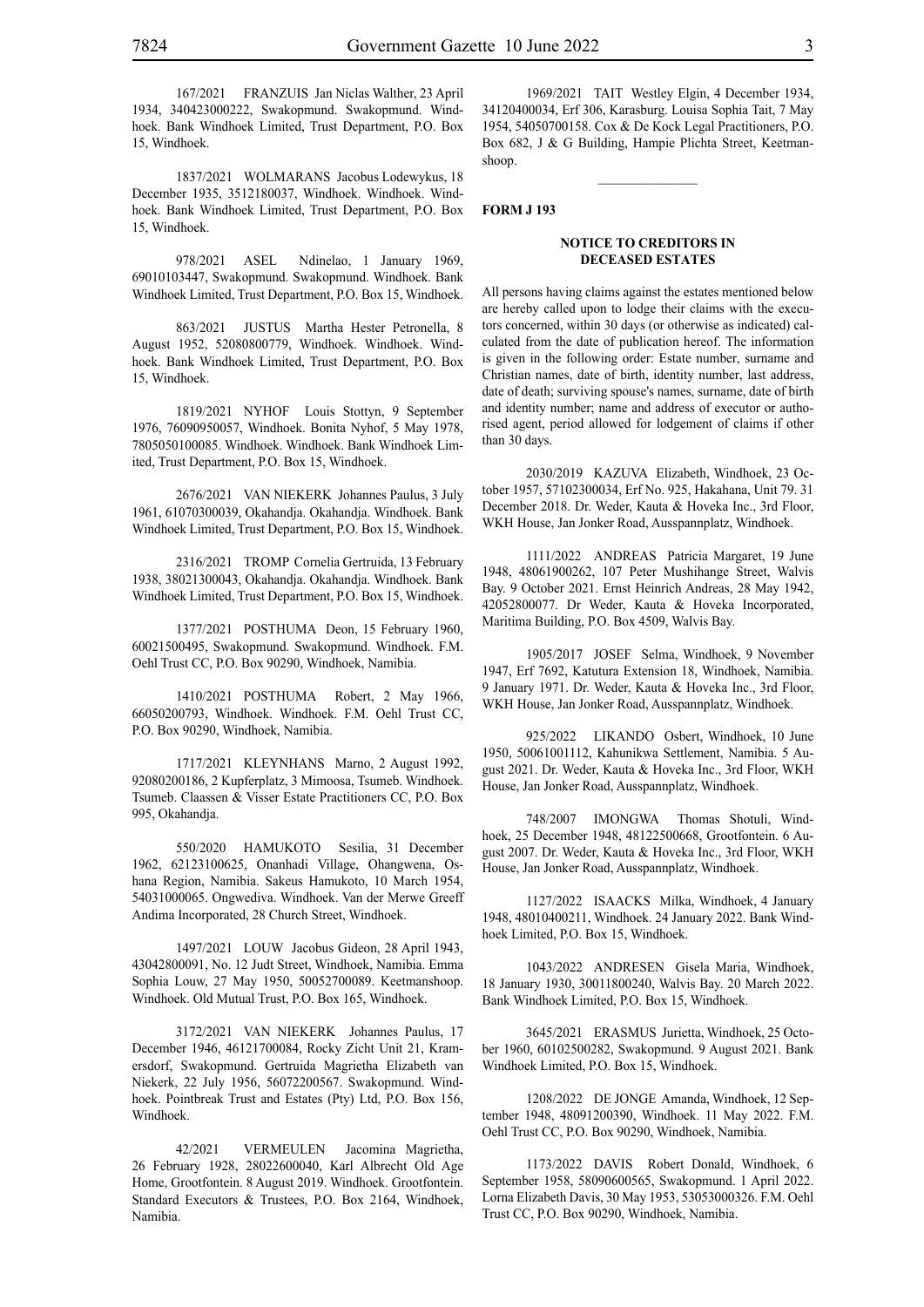167/2021 FRANZUIS Jan Niclas Walther, 23 April 1934, 340423000222, Swakopmund. Swakopmund. Windhoek. Bank Windhoek Limited, Trust Department, P.O. Box 15, Windhoek.

1837/2021 WOLMARANS Jacobus Lodewykus, 18 December 1935, 3512180037, Windhoek. Windhoek. Windhoek. Bank Windhoek Limited, Trust Department, P.O. Box 15, Windhoek.

978/2021 ASEL Ndinelao, 1 January 1969, 69010103447, Swakopmund. Swakopmund. Windhoek. Bank Windhoek Limited, Trust Department, P.O. Box 15, Windhoek.

863/2021 JUSTUS Martha Hester Petronella, 8 August 1952, 52080800779, Windhoek. Windhoek. Windhoek. Bank Windhoek Limited, Trust Department, P.O. Box 15, Windhoek.

1819/2021 NYHOF Louis Stottyn, 9 September 1976, 76090950057, Windhoek. Bonita Nyhof, 5 May 1978, 7805050100085. Windhoek. Windhoek. Bank Windhoek Limited, Trust Department, P.O. Box 15, Windhoek.

2676/2021 VAN NIEKERK Johannes Paulus, 3 July 1961, 61070300039, Okahandja. Okahandja. Windhoek. Bank Windhoek Limited, Trust Department, P.O. Box 15, Windhoek.

2316/2021 TROMP Cornelia Gertruida, 13 February 1938, 38021300043, Okahandja. Okahandja. Windhoek. Bank Windhoek Limited, Trust Department, P.O. Box 15, Windhoek.

1377/2021 POSTHUMA Deon, 15 February 1960, 60021500495, Swakopmund. Swakopmund. Windhoek. F.M. Oehl Trust CC, P.O. Box 90290, Windhoek, Namibia.

1410/2021 POSTHUMA Robert, 2 May 1966, 66050200793, Windhoek. Windhoek. F.M. Oehl Trust CC, P.O. Box 90290, Windhoek, Namibia.

1717/2021 KLEYNHANS Marno, 2 August 1992, 92080200186, 2 Kupferplatz, 3 Mimoosa, Tsumeb. Windhoek. Tsumeb. Claassen & Visser Estate Practitioners CC, P.O. Box 995, Okahandja.

550/2020 HAMUKOTO Sesilia, 31 December 1962, 62123100625, Onanhadi Village, Ohangwena, Oshana Region, Namibia. Sakeus Hamukoto, 10 March 1954, 54031000065. Ongwediva. Windhoek. Van der Merwe Greeff Andima Incorporated, 28 Church Street, Windhoek.

1497/2021 LOUW Jacobus Gideon, 28 April 1943, 43042800091, No. 12 Judt Street, Windhoek, Namibia. Emma Sophia Louw, 27 May 1950, 50052700089. Keetmanshoop. Windhoek. Old Mutual Trust, P.O. Box 165, Windhoek.

3172/2021 VAN NIEKERK Johannes Paulus, 17 December 1946, 46121700084, Rocky Zicht Unit 21, Kramersdorf, Swakopmund. Gertruida Magrietha Elizabeth van Niekerk, 22 July 1956, 56072200567. Swakopmund. Windhoek. Pointbreak Trust and Estates (Pty) Ltd, P.O. Box 156, Windhoek.

42/2021 VERMEULEN Jacomina Magrietha, 26 February 1928, 28022600040, Karl Albrecht Old Age Home, Grootfontein. 8 August 2019. Windhoek. Grootfontein. Standard Executors & Trustees, P.O. Box 2164, Windhoek, Namibia.

1969/2021 TAIT Westley Elgin, 4 December 1934, 34120400034, Erf 306, Karasburg. Louisa Sophia Tait, 7 May 1954, 54050700158. Cox & De Kock Legal Practitioners, P.O. Box 682, J & G Building, Hampie Plichta Street, Keetmanshoop.

---

**FORM J 193**

## NOTICE TO CREDITORS IN DECEASED ESTATES

All persons having claims against the estates mentioned below are hereby called upon to lodge their claims with the executors concerned, within 30 days (or otherwise as indicated) calculated from the date of publication hereof. The information is given in the following order: Estate number, surname and Christian names, date of birth, identity number, last address, date of death; surviving spouse's names, surname, date of birth and identity number; name and address of executor or authorised agent, period allowed for lodgement of claims if other than 30 days.

2030/2019 KAZUVA Elizabeth, Windhoek, 23 October 1957, 57102300034, Erf No. 925, Hakahana, Unit 79. 31 December 2018. Dr. Weder, Kauta & Hoveka Inc., 3rd Floor, WKH House, Jan Jonker Road, Ausspannplatz, Windhoek.

1111/2022 ANDREAS Patricia Margaret, 19 June 1948, 48061900262, 107 Peter Mushihange Street, Walvis Bay. 9 October 2021. Ernst Heinrich Andreas, 28 May 1942, 42052800077. Dr Weder, Kauta & Hoveka Incorporated, Maritima Building, P.O. Box 4509, Walvis Bay.

1905/2017 JOSEF Selma, Windhoek, 9 November 1947, Erf 7692, Katutura Extension 18, Windhoek, Namibia. 9 January 1971. Dr. Weder, Kauta & Hoveka Inc., 3rd Floor, WKH House, Jan Jonker Road, Ausspannplatz, Windhoek.

925/2022 LIKANDO Osbert, Windhoek, 10 June 1950, 50061001112, Kahunikwa Settlement, Namibia. 5 August 2021. Dr. Weder, Kauta & Hoveka Inc., 3rd Floor, WKH House, Jan Jonker Road, Ausspannplatz, Windhoek.

748/2007 IMONGWA Thomas Shotuli, Windhoek, 25 December 1948, 48122500668, Grootfontein. 6 August 2007. Dr. Weder, Kauta & Hoveka Inc., 3rd Floor, WKH House, Jan Jonker Road, Ausspannplatz, Windhoek.

1127/2022 ISAACKS Milka, Windhoek, 4 January 1948, 48010400211, Windhoek. 24 January 2022. Bank Windhoek Limited, P.O. Box 15, Windhoek.

1043/2022 ANDRESEN Gisela Maria, Windhoek, 18 January 1930, 30011800240, Walvis Bay. 20 March 2022. Bank Windhoek Limited, P.O. Box 15, Windhoek.

3645/2021 ERASMUS Jurietta, Windhoek, 25 October 1960, 60102500282, Swakopmund. 9 August 2021. Bank Windhoek Limited, P.O. Box 15, Windhoek.

1208/2022 DE JONGE Amanda, Windhoek, 12 September 1948, 48091200390, Windhoek. 11 May 2022. F.M. Oehl Trust CC, P.O. Box 90290, Windhoek, Namibia.

1173/2022 DAVIS Robert Donald, Windhoek, 6 September 1958, 58090600565, Swakopmund. 1 April 2022. Lorna Elizabeth Davis, 30 May 1953, 53053000326. F.M. Oehl Trust CC, P.O. Box 90290, Windhoek, Namibia.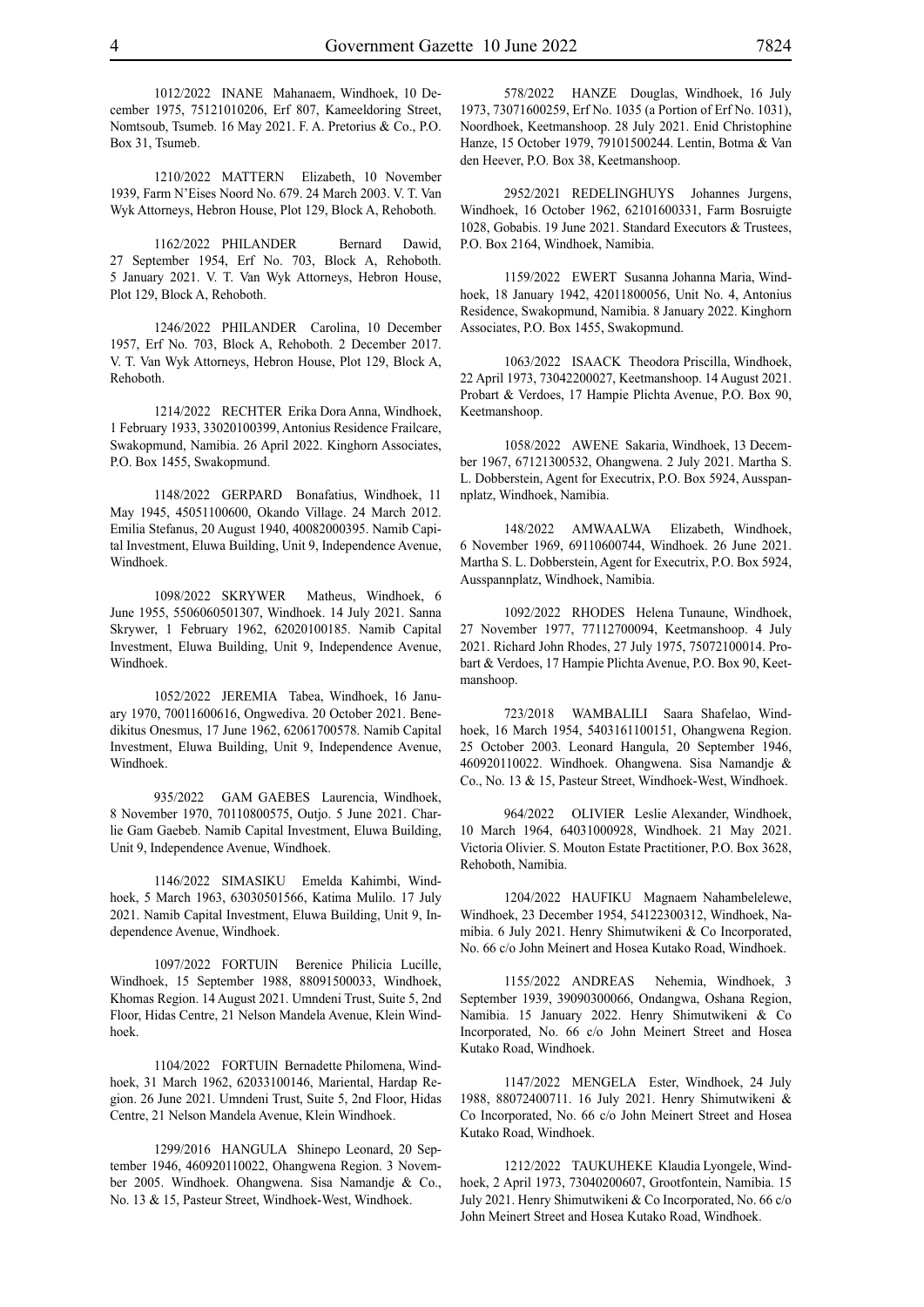1012/2022 INANE Mahanaem, Windhoek, 10 December 1975, 75121010206, Erf 807, Kameeldoring Street, Nomtsoub, Tsumeb. 16 May 2021. F. A. Pretorius & Co., P.O. Box 31, Tsumeb.

1210/2022 MATTERN Elizabeth, 10 November 1939, Farm N'Eises Noord No. 679. 24 March 2003. V. T. Van Wyk Attorneys, Hebron House, Plot 129, Block A, Rehoboth.

1162/2022 PHILANDER Bernard Dawid, 27 September 1954, Erf No. 703, Block A, Rehoboth. 5 January 2021. V. T. Van Wyk Attorneys, Hebron House, Plot 129, Block A, Rehoboth.

1246/2022 PHILANDER Carolina, 10 December 1957, Erf No. 703, Block A, Rehoboth. 2 December 2017. V. T. Van Wyk Attorneys, Hebron House, Plot 129, Block A, Rehoboth.

1214/2022 RECHTER Erika Dora Anna, Windhoek, 1 February 1933, 33020100399, Antonius Residence Frailcare, Swakopmund, Namibia. 26 April 2022. Kinghorn Associates, P.O. Box 1455, Swakopmund.

1148/2022 GERPARD Bonafatius, Windhoek, 11 May 1945, 45051100600, Okando Village. 24 March 2012. Emilia Stefanus, 20 August 1940, 40082000395. Namib Capital Investment, Eluwa Building, Unit 9, Independence Avenue, Windhoek.

1098/2022 SKRYWER Matheus, Windhoek, 6 June 1955, 5506060501307, Windhoek. 14 July 2021. Sanna Skrywer, 1 February 1962, 62020100185. Namib Capital Investment, Eluwa Building, Unit 9, Independence Avenue, Windhoek.

1052/2022 JEREMIA Tabea, Windhoek, 16 January 1970, 70011600616, Ongwediva. 20 October 2021. Benedikitus Onesmus, 17 June 1962, 62061700578. Namib Capital Investment, Eluwa Building, Unit 9, Independence Avenue, Windhoek.

935/2022 GAM GAEBES Laurencia, Windhoek, 8 November 1970, 70110800575, Outjo. 5 June 2021. Charlie Gam Gaebeb. Namib Capital Investment, Eluwa Building, Unit 9, Independence Avenue, Windhoek.

1146/2022 SIMASIKU Emelda Kahimbi, Windhoek, 5 March 1963, 63030501566, Katima Mulilo. 17 July 2021. Namib Capital Investment, Eluwa Building, Unit 9, Independence Avenue, Windhoek.

1097/2022 FORTUIN Berenice Philicia Lucille, Windhoek, 15 September 1988, 88091500033, Windhoek, Khomas Region. 14 August 2021. Umndeni Trust, Suite 5, 2nd Floor, Hidas Centre, 21 Nelson Mandela Avenue, Klein Windhoek.

1104/2022 FORTUIN Bernadette Philomena, Windhoek, 31 March 1962, 62033100146, Mariental, Hardap Region. 26 June 2021. Umndeni Trust, Suite 5, 2nd Floor, Hidas Centre, 21 Nelson Mandela Avenue, Klein Windhoek.

1299/2016 HANGULA Shinepo Leonard, 20 September 1946, 460920110022, Ohangwena Region. 3 November 2005. Windhoek. Ohangwena. Sisa Namandje & Co., No. 13 & 15, Pasteur Street, Windhoek-West, Windhoek.

578/2022 HANZE Douglas, Windhoek, 16 July 1973, 73071600259, Erf No. 1035 (a Portion of Erf No. 1031), Noordhoek, Keetmanshoop. 28 July 2021. Enid Christophine Hanze, 15 October 1979, 79101500244. Lentin, Botma & Van den Heever, P.O. Box 38, Keetmanshoop.

2952/2021 REDELINGHUYS Johannes Jurgens, Windhoek, 16 October 1962, 62101600331, Farm Bosruigte 1028, Gobabis. 19 June 2021. Standard Executors & Trustees, P.O. Box 2164, Windhoek, Namibia.

1159/2022 EWERT Susanna Johanna Maria, Windhoek, 18 January 1942, 42011800056, Unit No. 4, Antonius Residence, Swakopmund, Namibia. 8 January 2022. Kinghorn Associates, P.O. Box 1455, Swakopmund.

1063/2022 ISAACK Theodora Priscilla, Windhoek, 22 April 1973, 73042200027, Keetmanshoop. 14 August 2021. Probart & Verdoes, 17 Hampie Plichta Avenue, P.O. Box 90, Keetmanshoop.

1058/2022 AWENE Sakaria, Windhoek, 13 December 1967, 67121300532, Ohangwena. 2 July 2021. Martha S. L. Dobberstein, Agent for Executrix, P.O. Box 5924, Ausspannplatz, Windhoek, Namibia.

148/2022 AMWAALWA Elizabeth, Windhoek, 6 November 1969, 69110600744, Windhoek. 26 June 2021. Martha S. L. Dobberstein, Agent for Executrix, P.O. Box 5924, Ausspannplatz, Windhoek, Namibia.

1092/2022 RHODES Helena Tunaune, Windhoek, 27 November 1977, 77112700094, Keetmanshoop. 4 July 2021. Richard John Rhodes, 27 July 1975, 75072100014. Probart & Verdoes, 17 Hampie Plichta Avenue, P.O. Box 90, Keetmanshoop.

723/2018 WAMBALILI Saara Shafelao, Windhoek, 16 March 1954, 5403161100151, Ohangwena Region. 25 October 2003. Leonard Hangula, 20 September 1946, 460920110022. Windhoek. Ohangwena. Sisa Namandje & Co., No. 13 & 15, Pasteur Street, Windhoek-West, Windhoek.

964/2022 OLIVIER Leslie Alexander, Windhoek, 10 March 1964, 64031000928, Windhoek. 21 May 2021. Victoria Olivier. S. Mouton Estate Practitioner, P.O. Box 3628, Rehoboth, Namibia.

1204/2022 HAUFIKU Magnaem Nahambelelewe, Windhoek, 23 December 1954, 54122300312, Windhoek, Namibia. 6 July 2021. Henry Shimutwikeni & Co Incorporated, No. 66 c/o John Meinert and Hosea Kutako Road, Windhoek.

1155/2022 ANDREAS Nehemia, Windhoek, 3 September 1939, 39090300066, Ondangwa, Oshana Region, Namibia. 15 January 2022. Henry Shimutwikeni & Co Incorporated, No. 66 c/o John Meinert Street and Hosea Kutako Road, Windhoek.

1147/2022 MENGELA Ester, Windhoek, 24 July 1988, 88072400711. 16 July 2021. Henry Shimutwikeni & Co Incorporated, No. 66 c/o John Meinert Street and Hosea Kutako Road, Windhoek.

1212/2022 TAUKUHEKE Klaudia Lyongele, Windhoek, 2 April 1973, 73040200607, Grootfontein, Namibia. 15 July 2021. Henry Shimutwikeni & Co Incorporated, No. 66 c/o John Meinert Street and Hosea Kutako Road, Windhoek.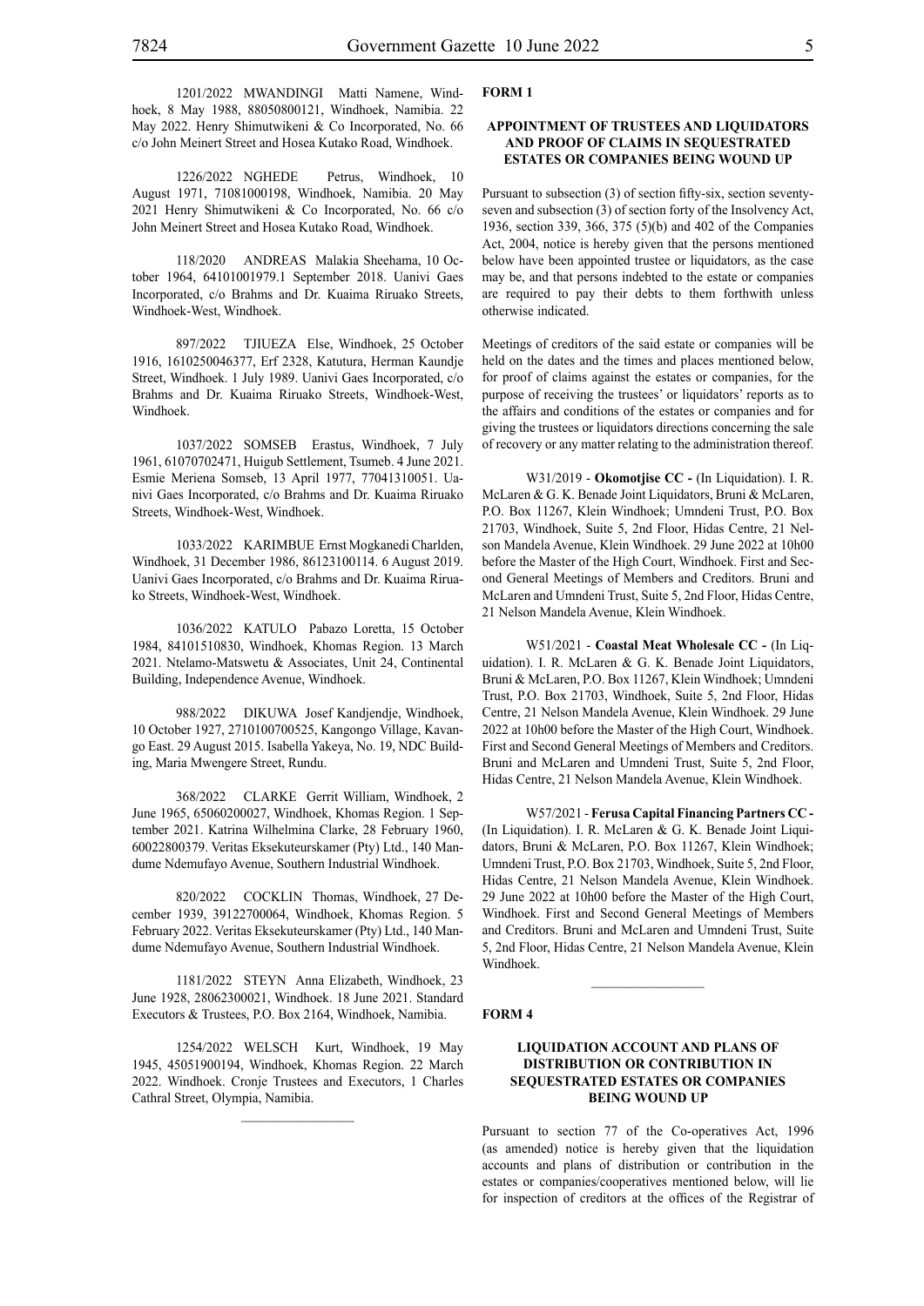1201/2022 MWANDINGI Matti Namene, Windhoek, 8 May 1988, 88050800121, Windhoek, Namibia. 22 May 2022. Henry Shimutwikeni & Co Incorporated, No. 66 c/o John Meinert Street and Hosea Kutako Road, Windhoek.

1226/2022 NGHEDE Petrus, Windhoek, 10 August 1971, 71081000198, Windhoek, Namibia. 20 May 2021 Henry Shimutwikeni & Co Incorporated, No. 66 c/o John Meinert Street and Hosea Kutako Road, Windhoek.

118/2020 ANDREAS Malakia Sheehama, 10 October 1964, 64101001979.1 September 2018. Uanivi Gaes Incorporated, c/o Brahms and Dr. Kuaima Riruako Streets, Windhoek-West, Windhoek.

897/2022 TJIUEZA Else, Windhoek, 25 October 1916, 1610250046377, Erf 2328, Katutura, Herman Kaundje Street, Windhoek. 1 July 1989. Uanivi Gaes Incorporated, c/o Brahms and Dr. Kuaima Riruako Streets, Windhoek-West, Windhoek.

1037/2022 SOMSEB Erastus, Windhoek, 7 July 1961, 61070702471, Huigub Settlement, Tsumeb. 4 June 2021. Esmie Meriena Somseb, 13 April 1977, 77041310051. Uanivi Gaes Incorporated, c/o Brahms and Dr. Kuaima Riruako Streets, Windhoek-West, Windhoek.

1033/2022 KARIMBUE Ernst Mogkanedi Charlden, Windhoek, 31 December 1986, 86123100114. 6 August 2019. Uanivi Gaes Incorporated, c/o Brahms and Dr. Kuaima Riruako Streets, Windhoek-West, Windhoek.

1036/2022 KATULO Pabazo Loretta, 15 October 1984, 84101510830, Windhoek, Khomas Region. 13 March 2021. Ntelamo-Matswetu & Associates, Unit 24, Continental Building, Independence Avenue, Windhoek.

988/2022 DIKUWA Josef Kandjendje, Windhoek, 10 October 1927, 2710100700525, Kangongo Village, Kavango East. 29 August 2015. Isabella Yakeya, No. 19, NDC Building, Maria Mwengere Street, Rundu.

368/2022 CLARKE Gerrit William, Windhoek, 2 June 1965, 65060200027, Windhoek, Khomas Region. 1 September 2021. Katrina Wilhelmina Clarke, 28 February 1960, 60022800379. Veritas Eksekuteurskamer (Pty) Ltd., 140 Mandume Ndemufayo Avenue, Southern Industrial Windhoek.

820/2022 COCKLIN Thomas, Windhoek, 27 December 1939, 39122700064, Windhoek, Khomas Region. 5 February 2022. Veritas Eksekuteurskamer (Pty) Ltd., 140 Mandume Ndemufayo Avenue, Southern Industrial Windhoek.

1181/2022 STEYN Anna Elizabeth, Windhoek, 23 June 1928, 28062300021, Windhoek. 18 June 2021. Standard Executors & Trustees, P.O. Box 2164, Windhoek, Namibia.

1254/2022 WELSCH Kurt, Windhoek, 19 May 1945, 45051900194, Windhoek, Khomas Region. 22 March 2022. Windhoek. Cronje Trustees and Executors, 1 Charles Cathral Street, Olympia, Namibia.

---

**FORM 1**

**APPOINTMENT OF TRUSTEES AND LIQUIDATORS AND PROOF OF CLAIMS IN SEQUESTRATED ESTATES OR COMPANIES BEING WOUND UP**

Pursuant to subsection (3) of section fifty-six, section seventy-seven and subsection (3) of section forty of the Insolvency Act, 1936, section 339, 366, 375 (5)(b) and 402 of the Companies Act, 2004, notice is hereby given that the persons mentioned below have been appointed trustee or liquidators, as the case may be, and that persons indebted to the estate or companies are required to pay their debts to them forthwith unless otherwise indicated.

Meetings of creditors of the said estate or companies will be held on the dates and the times and places mentioned below, for proof of claims against the estates or companies, for the purpose of receiving the trustees' or liquidators' reports as to the affairs and conditions of the estates or companies and for giving the trustees or liquidators directions concerning the sale of recovery or any matter relating to the administration thereof.

W31/2019 - **Okomotjise CC -** (In Liquidation). I. R. McLaren & G. K. Benade Joint Liquidators, Bruni & McLaren, P.O. Box 11267, Klein Windhoek; Umndeni Trust, P.O. Box 21703, Windhoek, Suite 5, 2nd Floor, Hidas Centre, 21 Nelson Mandela Avenue, Klein Windhoek. 29 June 2022 at 10h00 before the Master of the High Court, Windhoek. First and Second General Meetings of Members and Creditors. Bruni and McLaren and Umndeni Trust, Suite 5, 2nd Floor, Hidas Centre, 21 Nelson Mandela Avenue, Klein Windhoek.

W51/2021 - **Coastal Meat Wholesale CC -** (In Liquidation). I. R. McLaren & G. K. Benade Joint Liquidators, Bruni & McLaren, P.O. Box 11267, Klein Windhoek; Umndeni Trust, P.O. Box 21703, Windhoek, Suite 5, 2nd Floor, Hidas Centre, 21 Nelson Mandela Avenue, Klein Windhoek. 29 June 2022 at 10h00 before the Master of the High Court, Windhoek. First and Second General Meetings of Members and Creditors. Bruni and McLaren and Umndeni Trust, Suite 5, 2nd Floor, Hidas Centre, 21 Nelson Mandela Avenue, Klein Windhoek.

W57/2021 - **Ferusa Capital Financing Partners CC -** (In Liquidation). I. R. McLaren & G. K. Benade Joint Liquidators, Bruni & McLaren, P.O. Box 11267, Klein Windhoek; Umndeni Trust, P.O. Box 21703, Windhoek, Suite 5, 2nd Floor, Hidas Centre, 21 Nelson Mandela Avenue, Klein Windhoek. 29 June 2022 at 10h00 before the Master of the High Court, Windhoek. First and Second General Meetings of Members and Creditors. Bruni and McLaren and Umndeni Trust, Suite 5, 2nd Floor, Hidas Centre, 21 Nelson Mandela Avenue, Klein Windhoek.

---

**FORM 4**

**LIQUIDATION ACCOUNT AND PLANS OF DISTRIBUTION OR CONTRIBUTION IN SEQUESTRATED ESTATES OR COMPANIES BEING WOUND UP**

Pursuant to section 77 of the Co-operatives Act, 1996 (as amended) notice is hereby given that the liquidation accounts and plans of distribution or contribution in the estates or companies/cooperatives mentioned below, will lie for inspection of creditors at the offices of the Registrar of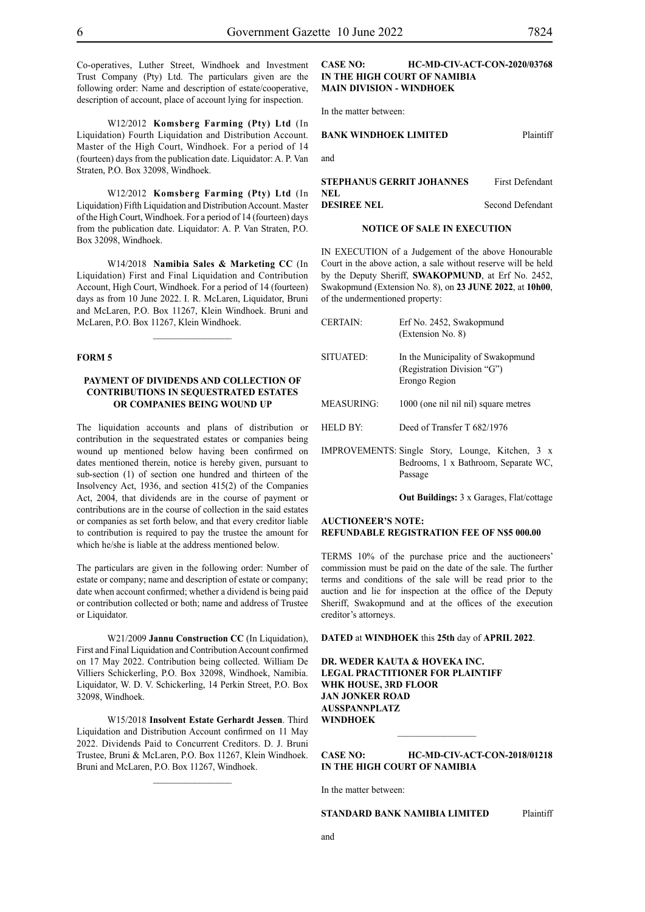Co-operatives, Luther Street, Windhoek and Investment Trust Company (Pty) Ltd. The particulars given are the following order: Name and description of estate/cooperative, description of account, place of account lying for inspection.

W12/2012 **Komsberg Farming (Pty) Ltd** (In Liquidation) Fourth Liquidation and Distribution Account. Master of the High Court, Windhoek. For a period of 14 (fourteen) days from the publication date. Liquidator: A. P. Van Straten, P.O. Box 32098, Windhoek.

W12/2012 **Komsberg Farming (Pty) Ltd** (In Liquidation) Fifth Liquidation and Distribution Account. Master of the High Court, Windhoek. For a period of 14 (fourteen) days from the publication date. Liquidator: A. P. Van Straten, P.O. Box 32098, Windhoek.

W14/2018 **Namibia Sales & Marketing CC** (In Liquidation) First and Final Liquidation and Contribution Account, High Court, Windhoek. For a period of 14 (fourteen) days as from 10 June 2022. I. R. McLaren, Liquidator, Bruni and McLaren, P.O. Box 11267, Klein Windhoek. Bruni and McLaren, P.O. Box 11267, Klein Windhoek.

---

**FORM 5**

**PAYMENT OF DIVIDENDS AND COLLECTION OF CONTRIBUTIONS IN SEQUESTRATED ESTATES OR COMPANIES BEING WOUND UP**

The liquidation accounts and plans of distribution or contribution in the sequestrated estates or companies being wound up mentioned below having been confirmed on dates mentioned therein, notice is hereby given, pursuant to sub-section (1) of section one hundred and thirteen of the Insolvency Act, 1936, and section 415(2) of the Companies Act, 2004, that dividends are in the course of payment or contributions are in the course of collection in the said estates or companies as set forth below, and that every creditor liable to contribution is required to pay the trustee the amount for which he/she is liable at the address mentioned below.

The particulars are given in the following order: Number of estate or company; name and description of estate or company; date when account confirmed; whether a dividend is being paid or contribution collected or both; name and address of Trustee or Liquidator.

W21/2009 **Jannu Construction CC** (In Liquidation), First and Final Liquidation and Contribution Account confirmed on 17 May 2022. Contribution being collected. William De Villiers Schickerling, P.O. Box 32098, Windhoek, Namibia. Liquidator, W. D. V. Schickerling, 14 Perkin Street, P.O. Box 32098, Windhoek.

W15/2018 **Insolvent Estate Gerhardt Jessen**. Third Liquidation and Distribution Account confirmed on 11 May 2022. Dividends Paid to Concurrent Creditors. D. J. Bruni Trustee, Bruni & McLaren, P.O. Box 11267, Klein Windhoek. Bruni and McLaren, P.O. Box 11267, Windhoek.

---

**CASE NO: HC-MD-CIV-ACT-CON-2020/03768**
**IN THE HIGH COURT OF NAMIBIA**
**MAIN DIVISION - WINDHOEK**

In the matter between:

**BANK WINDHOEK LIMITED** Plaintiff

and

**STEPHANUS GERRIT JOHANNES NEL** First Defendant
**DESIREE NEL** Second Defendant

**NOTICE OF SALE IN EXECUTION**

IN EXECUTION of a Judgement of the above Honourable Court in the above action, a sale without reserve will be held by the Deputy Sheriff, **SWAKOPMUND**, at Erf No. 2452, Swakopmund (Extension No. 8), on **23 JUNE 2022**, at **10h00**, of the undermentioned property:

| | |
|---|---|
| CERTAIN: | Erf No. 2452, Swakopmund (Extension No. 8) |
| SITUATED: | In the Municipality of Swakopmund (Registration Division "G") Erongo Region |
| MEASURING: | 1000 (one nil nil nil) square metres |
| HELD BY: | Deed of Transfer T 682/1976 |
| IMPROVEMENTS: | Single Story, Lounge, Kitchen, 3 x Bedrooms, 1 x Bathroom, Separate WC, Passage |

**Out Buildings:** 3 x Garages, Flat/cottage

**AUCTIONEER'S NOTE:**
**REFUNDABLE REGISTRATION FEE OF N$5 000.00**

TERMS 10% of the purchase price and the auctioneers' commission must be paid on the date of the sale. The further terms and conditions of the sale will be read prior to the auction and lie for inspection at the office of the Deputy Sheriff, Swakopmund and at the offices of the execution creditor's attorneys.

**DATED** at **WINDHOEK** this **25th** day of **APRIL 2022**.

**DR. WEDER KAUTA & HOVEKA INC.**
**LEGAL PRACTITIONER FOR PLAINTIFF**
**WHK HOUSE, 3RD FLOOR**
**JAN JONKER ROAD**
**AUSSPANNPLATZ**
**WINDHOEK**

---

**CASE NO: HC-MD-CIV-ACT-CON-2018/01218**
**IN THE HIGH COURT OF NAMIBIA**

In the matter between:

**STANDARD BANK NAMIBIA LIMITED** Plaintiff

and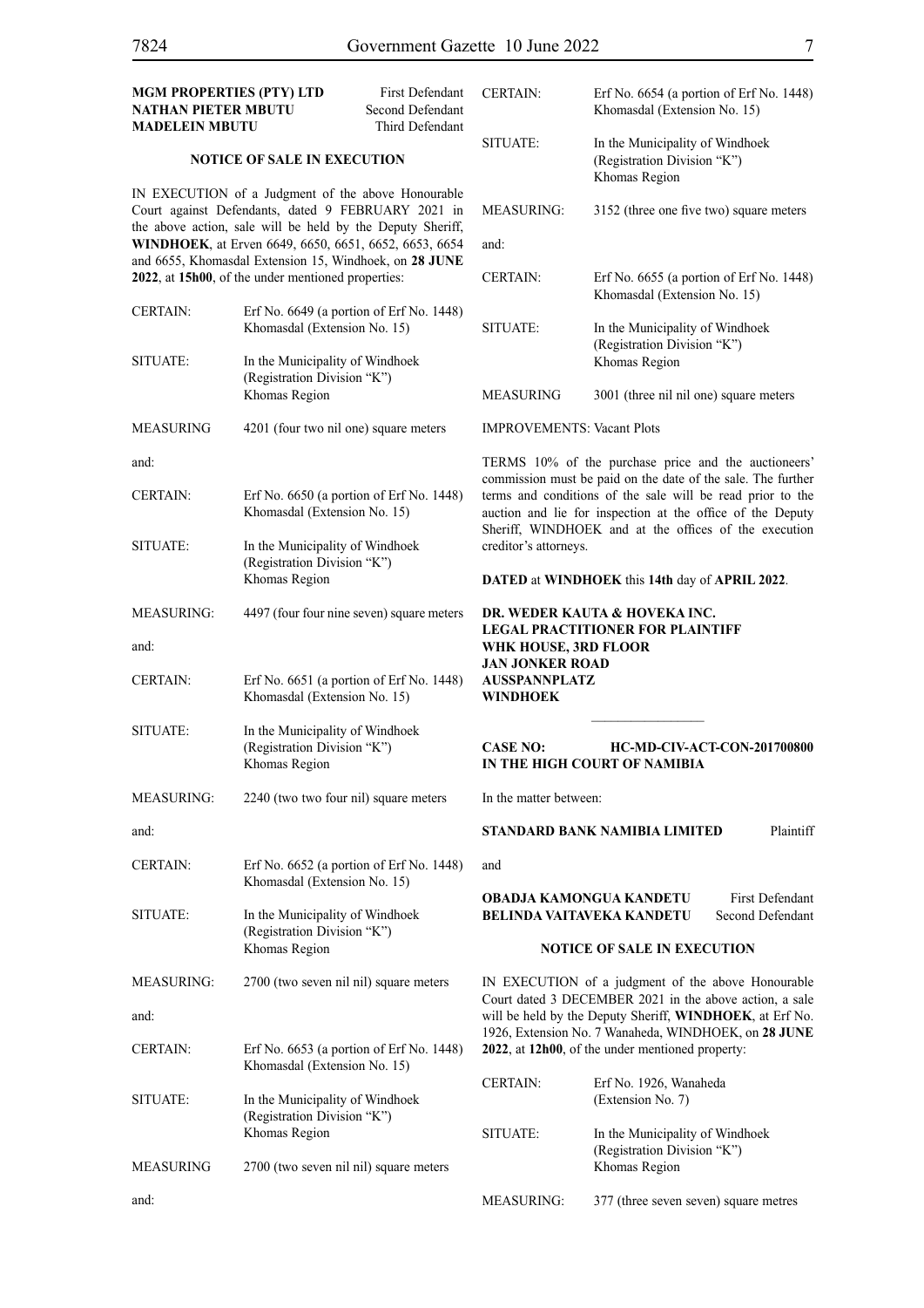| | |
|---|---|
| **MGM PROPERTIES (PTY) LTD** | First Defendant |
| **NATHAN PIETER MBUTU** | Second Defendant |
| **MADELEIN MBUTU** | Third Defendant |

**NOTICE OF SALE IN EXECUTION**

IN EXECUTION of a Judgment of the above Honourable Court against Defendants, dated 9 FEBRUARY 2021 in the above action, sale will be held by the Deputy Sheriff, **WINDHOEK**, at Erven 6649, 6650, 6651, 6652, 6653, 6654 and 6655, Khomasdal Extension 15, Windhoek, on **28 JUNE 2022**, at **15h00**, of the under mentioned properties:

| | |
|---|---|
| CERTAIN: | Erf No. 6649 (a portion of Erf No. 1448) Khomasdal (Extension No. 15) |
| SITUATE: | In the Municipality of Windhoek (Registration Division "K") Khomas Region |
| MEASURING | 4201 (four two nil one) square meters |

and:

| | |
|---|---|
| CERTAIN: | Erf No. 6650 (a portion of Erf No. 1448) Khomasdal (Extension No. 15) |
| SITUATE: | In the Municipality of Windhoek (Registration Division "K") Khomas Region |
| MEASURING: | 4497 (four four nine seven) square meters |

and:

| | |
|---|---|
| CERTAIN: | Erf No. 6651 (a portion of Erf No. 1448) Khomasdal (Extension No. 15) |
| SITUATE: | In the Municipality of Windhoek (Registration Division "K") Khomas Region |
| MEASURING: | 2240 (two two four nil) square meters |

and:

| | |
|---|---|
| CERTAIN: | Erf No. 6652 (a portion of Erf No. 1448) Khomasdal (Extension No. 15) |
| SITUATE: | In the Municipality of Windhoek (Registration Division "K") Khomas Region |
| MEASURING: | 2700 (two seven nil nil) square meters |

and:

| | |
|---|---|
| CERTAIN: | Erf No. 6653 (a portion of Erf No. 1448) Khomasdal (Extension No. 15) |
| SITUATE: | In the Municipality of Windhoek (Registration Division "K") Khomas Region |
| MEASURING | 2700 (two seven nil nil) square meters |

and:

| | |
|---|---|
| CERTAIN: | Erf No. 6654 (a portion of Erf No. 1448) Khomasdal (Extension No. 15) |
| SITUATE: | In the Municipality of Windhoek (Registration Division "K") Khomas Region |
| MEASURING: | 3152 (three one five two) square meters |

and:

| | |
|---|---|
| CERTAIN: | Erf No. 6655 (a portion of Erf No. 1448) Khomasdal (Extension No. 15) |
| SITUATE: | In the Municipality of Windhoek (Registration Division "K") Khomas Region |
| MEASURING | 3001 (three nil nil one) square meters |

IMPROVEMENTS: Vacant Plots

TERMS 10% of the purchase price and the auctioneers' commission must be paid on the date of the sale. The further terms and conditions of the sale will be read prior to the auction and lie for inspection at the office of the Deputy Sheriff, WINDHOEK and at the offices of the execution creditor's attorneys.

**DATED** at **WINDHOEK** this **14th** day of **APRIL 2022**.

**DR. WEDER KAUTA & HOVEKA INC.**
**LEGAL PRACTITIONER FOR PLAINTIFF**
**WHK HOUSE, 3RD FLOOR**
**JAN JONKER ROAD**
**AUSSPANNPLATZ**
**WINDHOEK**

---

**CASE NO: HC-MD-CIV-ACT-CON-201700800**
**IN THE HIGH COURT OF NAMIBIA**

In the matter between:

**STANDARD BANK NAMIBIA LIMITED** Plaintiff

and

| | |
|---|---|
| **OBADJA KAMONGUA KANDETU** | First Defendant |
| **BELINDA VAITAVEKA KANDETU** | Second Defendant |

**NOTICE OF SALE IN EXECUTION**

IN EXECUTION of a judgment of the above Honourable Court dated 3 DECEMBER 2021 in the above action, a sale will be held by the Deputy Sheriff, **WINDHOEK**, at Erf No. 1926, Extension No. 7 Wanaheda, WINDHOEK, on **28 JUNE 2022**, at **12h00**, of the under mentioned property:

| | |
|---|---|
| CERTAIN: | Erf No. 1926, Wanaheda (Extension No. 7) |
| SITUATE: | In the Municipality of Windhoek (Registration Division "K") Khomas Region |
| MEASURING: | 377 (three seven seven) square metres |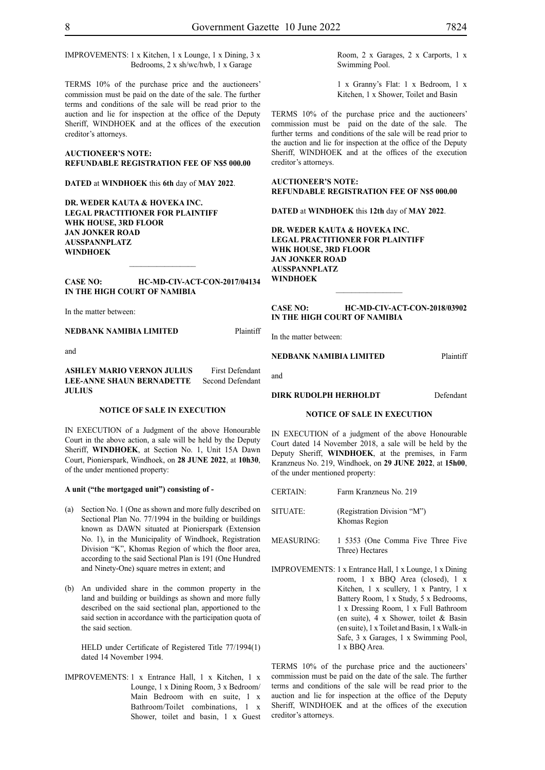IMPROVEMENTS: 1 x Kitchen, 1 x Lounge, 1 x Dining, 3 x Bedrooms, 2 x sh/wc/hwb, 1 x Garage

TERMS 10% of the purchase price and the auctioneers' commission must be paid on the date of the sale. The further terms and conditions of the sale will be read prior to the auction and lie for inspection at the office of the Deputy Sheriff, WINDHOEK and at the offices of the execution creditor's attorneys.

**AUCTIONEER'S NOTE:**
**REFUNDABLE REGISTRATION FEE OF N$5 000.00**

**DATED** at **WINDHOEK** this **6th** day of **MAY 2022**.

**DR. WEDER KAUTA & HOVEKA INC.**
**LEGAL PRACTITIONER FOR PLAINTIFF**
**WHK HOUSE, 3RD FLOOR**
**JAN JONKER ROAD**
**AUSSPANNPLATZ**
**WINDHOEK**

---

**CASE NO: HC-MD-CIV-ACT-CON-2017/04134**
**IN THE HIGH COURT OF NAMIBIA**

In the matter between:

**NEDBANK NAMIBIA LIMITED** Plaintiff

and

**ASHLEY MARIO VERNON JULIUS** First Defendant
**LEE-ANNE SHAUN BERNADETTE JULIUS** Second Defendant

**NOTICE OF SALE IN EXECUTION**

IN EXECUTION of a Judgment of the above Honourable Court in the above action, a sale will be held by the Deputy Sheriff, **WINDHOEK**, at Section No. 1, Unit 15A Dawn Court, Pionierspark, Windhoek, on **28 JUNE 2022**, at **10h30**, of the under mentioned property:

**A unit ("the mortgaged unit") consisting of -**

(a) Section No. 1 (One as shown and more fully described on Sectional Plan No. 77/1994 in the building or buildings known as DAWN situated at Pionierspark (Extension No. 1), in the Municipality of Windhoek, Registration Division "K", Khomas Region of which the floor area, according to the said Sectional Plan is 191 (One Hundred and Ninety-One) square metres in extent; and

(b) An undivided share in the common property in the land and building or buildings as shown and more fully described on the said sectional plan, apportioned to the said section in accordance with the participation quota of the said section.

HELD under Certificate of Registered Title 77/1994(1) dated 14 November 1994.

IMPROVEMENTS: 1 x Entrance Hall, 1 x Kitchen, 1 x Lounge, 1 x Dining Room, 3 x Bedroom/ Main Bedroom with en suite, 1 x Bathroom/Toilet combinations, 1 x Shower, toilet and basin, 1 x Guest Room, 2 x Garages, 2 x Carports, 1 x Swimming Pool.

1 x Granny's Flat: 1 x Bedroom, 1 x Kitchen, 1 x Shower, Toilet and Basin

TERMS 10% of the purchase price and the auctioneers' commission must be paid on the date of the sale. The further terms and conditions of the sale will be read prior to the auction and lie for inspection at the office of the Deputy Sheriff, WINDHOEK and at the offices of the execution creditor's attorneys.

**AUCTIONEER'S NOTE:**
**REFUNDABLE REGISTRATION FEE OF N$5 000.00**

**DATED** at **WINDHOEK** this **12th** day of **MAY 2022**.

**DR. WEDER KAUTA & HOVEKA INC.**
**LEGAL PRACTITIONER FOR PLAINTIFF**
**WHK HOUSE, 3RD FLOOR**
**JAN JONKER ROAD**
**AUSSPANNPLATZ**
**WINDHOEK**

---

**CASE NO: HC-MD-CIV-ACT-CON-2018/03902**
**IN THE HIGH COURT OF NAMIBIA**

In the matter between:

**NEDBANK NAMIBIA LIMITED** Plaintiff

and

**DIRK RUDOLPH HERHOLDT** Defendant

**NOTICE OF SALE IN EXECUTION**

IN EXECUTION of a judgment of the above Honourable Court dated 14 November 2018, a sale will be held by the Deputy Sheriff, **WINDHOEK**, at the premises, in Farm Kranzneus No. 219, Windhoek, on **29 JUNE 2022**, at **15h00**, of the under mentioned property:

CERTAIN: Farm Kranzneus No. 219

SITUATE: (Registration Division "M") Khomas Region

MEASURING: 1 5353 (One Comma Five Three Five Three) Hectares

IMPROVEMENTS: 1 x Entrance Hall, 1 x Lounge, 1 x Dining room, 1 x BBQ Area (closed), 1 x Kitchen, 1 x scullery, 1 x Pantry, 1 x Battery Room, 1 x Study, 5 x Bedrooms, 1 x Dressing Room, 1 x Full Bathroom (en suite), 4 x Shower, toilet & Basin (en suite), 1 x Toilet and Basin, 1 x Walk-in Safe, 3 x Garages, 1 x Swimming Pool, 1 x BBQ Area.

TERMS 10% of the purchase price and the auctioneers' commission must be paid on the date of the sale. The further terms and conditions of the sale will be read prior to the auction and lie for inspection at the office of the Deputy Sheriff, WINDHOEK and at the offices of the execution creditor's attorneys.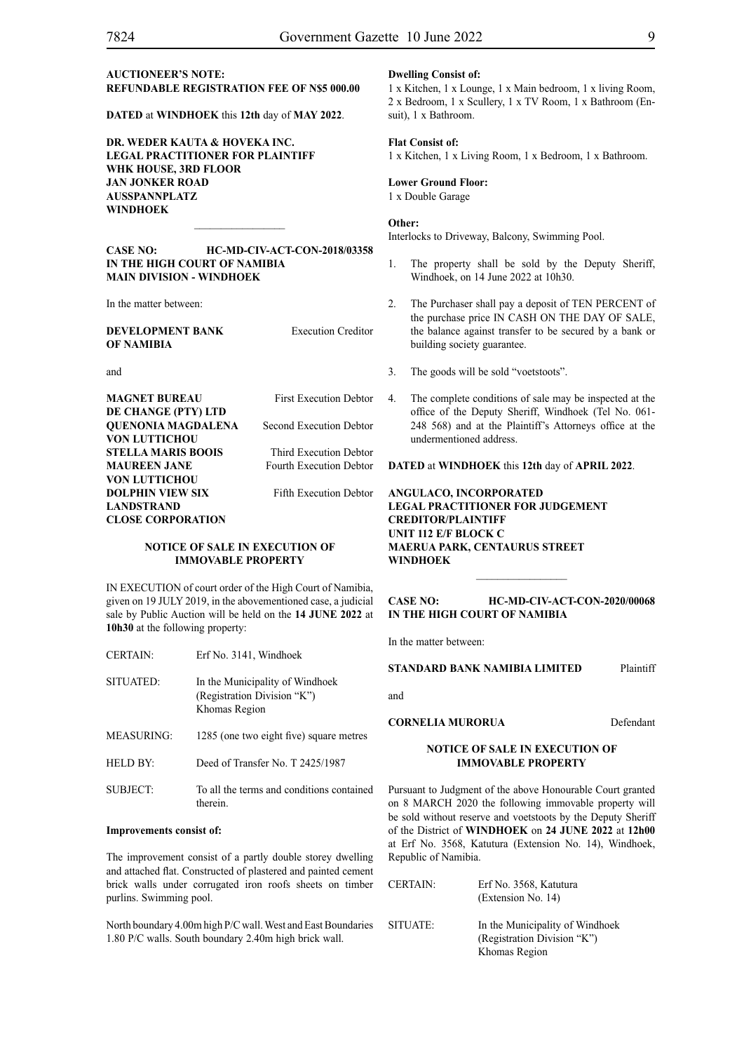**AUCTIONEER'S NOTE:**
**REFUNDABLE REGISTRATION FEE OF N$5 000.00**

**DATED** at **WINDHOEK** this **12th** day of **MAY 2022**.

**DR. WEDER KAUTA & HOVEKA INC.**
**LEGAL PRACTITIONER FOR PLAINTIFF**
**WHK HOUSE, 3RD FLOOR**
**JAN JONKER ROAD**
**AUSSPANNPLATZ**
**WINDHOEK**

---

**CASE NO: HC-MD-CIV-ACT-CON-2018/03358**
**IN THE HIGH COURT OF NAMIBIA**
**MAIN DIVISION - WINDHOEK**

In the matter between:

| | |
|---|---|
| **DEVELOPMENT BANK OF NAMIBIA** | Execution Creditor |

and

| | |
|---|---|
| **MAGNET BUREAU DE CHANGE (PTY) LTD** | First Execution Debtor |
| **QUENONIA MAGDALENA VON LUTTICHOU** | Second Execution Debtor |
| **STELLA MARIS BOOIS** | Third Execution Debtor |
| **MAUREEN JANE VON LUTTICHOU** | Fourth Execution Debtor |
| **DOLPHIN VIEW SIX LANDSTRAND CLOSE CORPORATION** | Fifth Execution Debtor |

**NOTICE OF SALE IN EXECUTION OF IMMOVABLE PROPERTY**

IN EXECUTION of court order of the High Court of Namibia, given on 19 JULY 2019, in the abovementioned case, a judicial sale by Public Auction will be held on the **14 JUNE 2022** at **10h30** at the following property:

| | |
|---|---|
| CERTAIN: | Erf No. 3141, Windhoek |
| SITUATED: | In the Municipality of Windhoek (Registration Division "K") Khomas Region |
| MEASURING: | 1285 (one two eight five) square metres |
| HELD BY: | Deed of Transfer No. T 2425/1987 |
| SUBJECT: | To all the terms and conditions contained therein. |

**Improvements consist of:**

The improvement consist of a partly double storey dwelling and attached flat. Constructed of plastered and painted cement brick walls under corrugated iron roofs sheets on timber purlins. Swimming pool.

North boundary 4.00m high P/C wall. West and East Boundaries 1.80 P/C walls. South boundary 2.40m high brick wall.

**Dwelling Consist of:**
1 x Kitchen, 1 x Lounge, 1 x Main bedroom, 1 x living Room, 2 x Bedroom, 1 x Scullery, 1 x TV Room, 1 x Bathroom (En-suit), 1 x Bathroom.

**Flat Consist of:**
1 x Kitchen, 1 x Living Room, 1 x Bedroom, 1 x Bathroom.

**Lower Ground Floor:**
1 x Double Garage

**Other:**
Interlocks to Driveway, Balcony, Swimming Pool.

1. The property shall be sold by the Deputy Sheriff, Windhoek, on 14 June 2022 at 10h30.
2. The Purchaser shall pay a deposit of TEN PERCENT of the purchase price IN CASH ON THE DAY OF SALE, the balance against transfer to be secured by a bank or building society guarantee.
3. The goods will be sold "voetstoots".
4. The complete conditions of sale may be inspected at the office of the Deputy Sheriff, Windhoek (Tel No. 061-248 568) and at the Plaintiff's Attorneys office at the undermentioned address.

**DATED** at **WINDHOEK** this **12th** day of **APRIL 2022**.

**ANGULACO, INCORPORATED**
**LEGAL PRACTITIONER FOR JUDGEMENT CREDITOR/PLAINTIFF**
**UNIT 112 E/F BLOCK C**
**MAERUA PARK, CENTAURUS STREET**
**WINDHOEK**

---

**CASE NO: HC-MD-CIV-ACT-CON-2020/00068**
**IN THE HIGH COURT OF NAMIBIA**

In the matter between:

| | |
|---|---|
| **STANDARD BANK NAMIBIA LIMITED** | Plaintiff |

and

| | |
|---|---|
| **CORNELIA MURORUA** | Defendant |

**NOTICE OF SALE IN EXECUTION OF IMMOVABLE PROPERTY**

Pursuant to Judgment of the above Honourable Court granted on 8 MARCH 2020 the following immovable property will be sold without reserve and voetstoots by the Deputy Sheriff of the District of **WINDHOEK** on **24 JUNE 2022** at **12h00** at Erf No. 3568, Katutura (Extension No. 14), Windhoek, Republic of Namibia.

| | |
|---|---|
| CERTAIN: | Erf No. 3568, Katutura (Extension No. 14) |
| SITUATE: | In the Municipality of Windhoek (Registration Division "K") Khomas Region |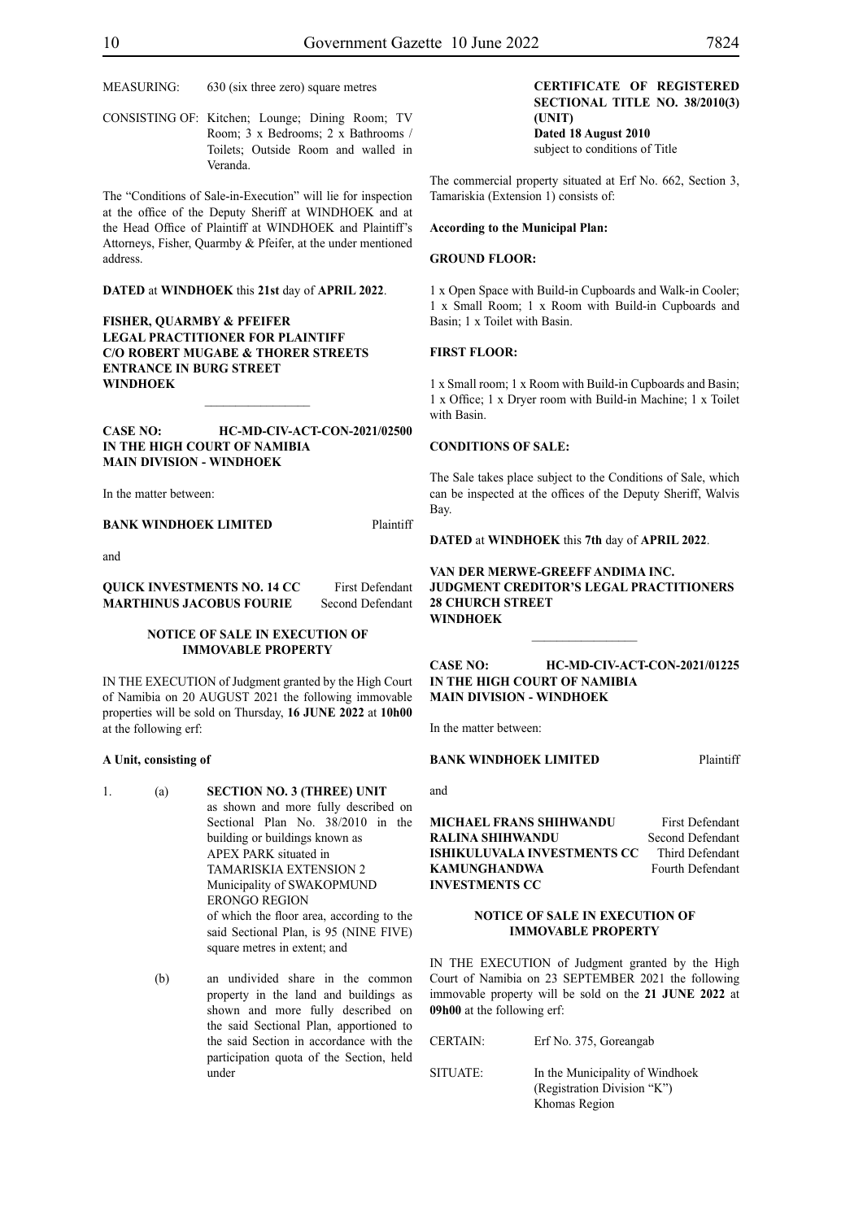MEASURING: 630 (six three zero) square metres

CONSISTING OF: Kitchen; Lounge; Dining Room; TV Room; 3 x Bedrooms; 2 x Bathrooms / Toilets; Outside Room and walled in Veranda.

The "Conditions of Sale-in-Execution" will lie for inspection at the office of the Deputy Sheriff at WINDHOEK and at the Head Office of Plaintiff at WINDHOEK and Plaintiff's Attorneys, Fisher, Quarmby & Pfeifer, at the under mentioned address.

**DATED** at **WINDHOEK** this **21st** day of **APRIL 2022**.

**FISHER, QUARMBY & PFEIFER**
**LEGAL PRACTITIONER FOR PLAINTIFF**
**C/O ROBERT MUGABE & THORER STREETS**
**ENTRANCE IN BURG STREET**
**WINDHOEK**

---

**CASE NO: HC-MD-CIV-ACT-CON-2021/02500**
**IN THE HIGH COURT OF NAMIBIA**
**MAIN DIVISION - WINDHOEK**

In the matter between:

**BANK WINDHOEK LIMITED** Plaintiff

and

**QUICK INVESTMENTS NO. 14 CC** First Defendant
**MARTHINUS JACOBUS FOURIE** Second Defendant

**NOTICE OF SALE IN EXECUTION OF IMMOVABLE PROPERTY**

IN THE EXECUTION of Judgment granted by the High Court of Namibia on 20 AUGUST 2021 the following immovable properties will be sold on Thursday, **16 JUNE 2022** at **10h00** at the following erf:

**A Unit, consisting of**

1. (a) **SECTION NO. 3 (THREE) UNIT** as shown and more fully described on Sectional Plan No. 38/2010 in the building or buildings known as APEX PARK situated in TAMARISKIA EXTENSION 2 Municipality of SWAKOPMUND ERONGO REGION of which the floor area, according to the said Sectional Plan, is 95 (NINE FIVE) square metres in extent; and

   (b) an undivided share in the common property in the land and buildings as shown and more fully described on the said Sectional Plan, apportioned to the said Section in accordance with the participation quota of the Section, held under

   **CERTIFICATE OF REGISTERED SECTIONAL TITLE NO. 38/2010(3) (UNIT)**
   **Dated 18 August 2010**
   subject to conditions of Title

The commercial property situated at Erf No. 662, Section 3, Tamariskia (Extension 1) consists of:

**According to the Municipal Plan:**

**GROUND FLOOR:**

1 x Open Space with Build-in Cupboards and Walk-in Cooler; 1 x Small Room; 1 x Room with Build-in Cupboards and Basin; 1 x Toilet with Basin.

**FIRST FLOOR:**

1 x Small room; 1 x Room with Build-in Cupboards and Basin; 1 x Office; 1 x Dryer room with Build-in Machine; 1 x Toilet with Basin.

**CONDITIONS OF SALE:**

The Sale takes place subject to the Conditions of Sale, which can be inspected at the offices of the Deputy Sheriff, Walvis Bay.

**DATED** at **WINDHOEK** this **7th** day of **APRIL 2022**.

**VAN DER MERWE-GREEFF ANDIMA INC.**
**JUDGMENT CREDITOR'S LEGAL PRACTITIONERS**
**28 CHURCH STREET**
**WINDHOEK**

---

**CASE NO: HC-MD-CIV-ACT-CON-2021/01225**
**IN THE HIGH COURT OF NAMIBIA**
**MAIN DIVISION - WINDHOEK**

In the matter between:

**BANK WINDHOEK LIMITED** Plaintiff

and

**MICHAEL FRANS SHIHWANDU** First Defendant
**RALINA SHIHWANDU** Second Defendant
**ISHIKULUVALA INVESTMENTS CC** Third Defendant
**KAMUNGHANDWA INVESTMENTS CC** Fourth Defendant

**NOTICE OF SALE IN EXECUTION OF IMMOVABLE PROPERTY**

IN THE EXECUTION of Judgment granted by the High Court of Namibia on 23 SEPTEMBER 2021 the following immovable property will be sold on the **21 JUNE 2022** at **09h00** at the following erf:

CERTAIN: Erf No. 375, Goreangab

SITUATE: In the Municipality of Windhoek (Registration Division "K") Khomas Region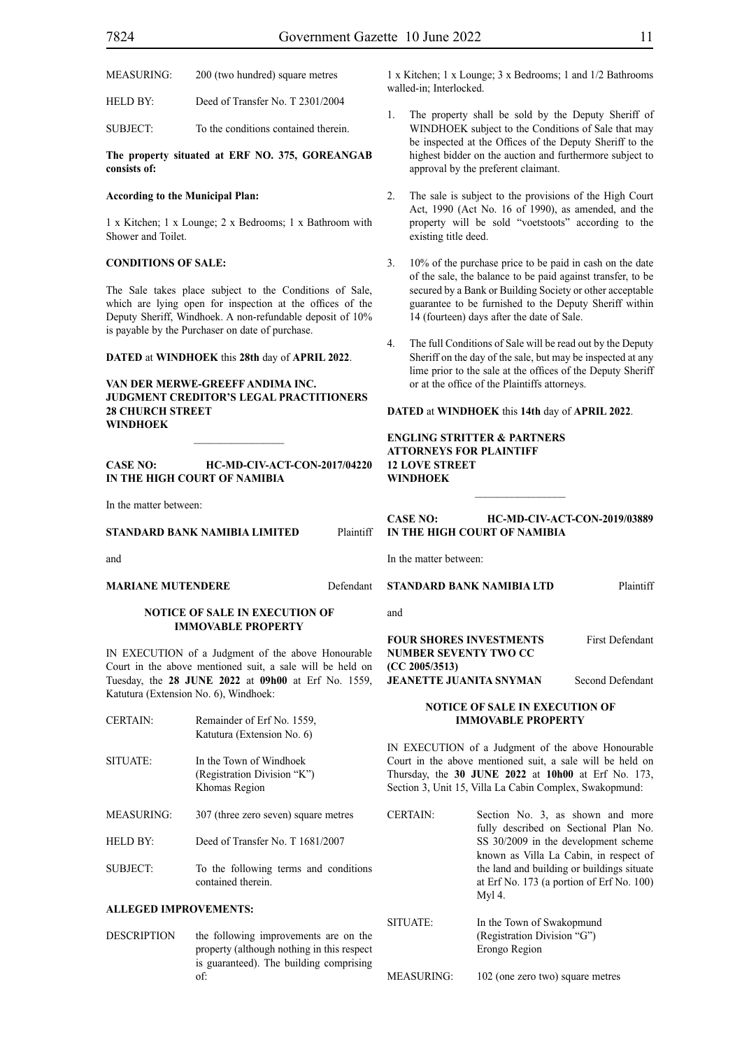| | |
|---|---|
| MEASURING: | 200 (two hundred) square metres |
| HELD BY: | Deed of Transfer No. T 2301/2004 |
| SUBJECT: | To the conditions contained therein. |

**The property situated at ERF NO. 375, GOREANGAB consists of:**

**According to the Municipal Plan:**

1 x Kitchen; 1 x Lounge; 2 x Bedrooms; 1 x Bathroom with Shower and Toilet.

**CONDITIONS OF SALE:**

The Sale takes place subject to the Conditions of Sale, which are lying open for inspection at the offices of the Deputy Sheriff, Windhoek. A non-refundable deposit of 10% is payable by the Purchaser on date of purchase.

**DATED** at **WINDHOEK** this **28th** day of **APRIL 2022**.

**VAN DER MERWE-GREEFF ANDIMA INC.**
**JUDGMENT CREDITOR'S LEGAL PRACTITIONERS**
**28 CHURCH STREET**
**WINDHOEK**

---

**CASE NO: HC-MD-CIV-ACT-CON-2017/04220**
**IN THE HIGH COURT OF NAMIBIA**

In the matter between:

**STANDARD BANK NAMIBIA LIMITED** Plaintiff

and

**MARIANE MUTENDERE** Defendant

**NOTICE OF SALE IN EXECUTION OF IMMOVABLE PROPERTY**

IN EXECUTION of a Judgment of the above Honourable Court in the above mentioned suit, a sale will be held on Tuesday, the **28 JUNE 2022** at **09h00** at Erf No. 1559, Katutura (Extension No. 6), Windhoek:

| | |
|---|---|
| CERTAIN: | Remainder of Erf No. 1559, Katutura (Extension No. 6) |
| SITUATE: | In the Town of Windhoek (Registration Division "K") Khomas Region |
| MEASURING: | 307 (three zero seven) square metres |
| HELD BY: | Deed of Transfer No. T 1681/2007 |
| SUBJECT: | To the following terms and conditions contained therein. |

**ALLEGED IMPROVEMENTS:**

DESCRIPTION: the following improvements are on the property (although nothing in this respect is guaranteed). The building comprising of:

1 x Kitchen; 1 x Lounge; 3 x Bedrooms; 1 and 1/2 Bathrooms walled-in; Interlocked.

1. The property shall be sold by the Deputy Sheriff of WINDHOEK subject to the Conditions of Sale that may be inspected at the Offices of the Deputy Sheriff to the highest bidder on the auction and furthermore subject to approval by the preferent claimant.
2. The sale is subject to the provisions of the High Court Act, 1990 (Act No. 16 of 1990), as amended, and the property will be sold "voetstoots" according to the existing title deed.
3. 10% of the purchase price to be paid in cash on the date of the sale, the balance to be paid against transfer, to be secured by a Bank or Building Society or other acceptable guarantee to be furnished to the Deputy Sheriff within 14 (fourteen) days after the date of Sale.
4. The full Conditions of Sale will be read out by the Deputy Sheriff on the day of the sale, but may be inspected at any lime prior to the sale at the offices of the Deputy Sheriff or at the office of the Plaintiffs attorneys.

**DATED** at **WINDHOEK** this **14th** day of **APRIL 2022**.

**ENGLING STRITTER & PARTNERS**
**ATTORNEYS FOR PLAINTIFF**
**12 LOVE STREET**
**WINDHOEK**

---

**CASE NO: HC-MD-CIV-ACT-CON-2019/03889**
**IN THE HIGH COURT OF NAMIBIA**

In the matter between:

**STANDARD BANK NAMIBIA LTD** Plaintiff

and

**FOUR SHORES INVESTMENTS NUMBER SEVENTY TWO CC (CC 2005/3513)** First Defendant
**JEANETTE JUANITA SNYMAN** Second Defendant

**NOTICE OF SALE IN EXECUTION OF IMMOVABLE PROPERTY**

IN EXECUTION of a Judgment of the above Honourable Court in the above mentioned suit, a sale will be held on Thursday, the **30 JUNE 2022** at **10h00** at Erf No. 173, Section 3, Unit 15, Villa La Cabin Complex, Swakopmund:

| | |
|---|---|
| CERTAIN: | Section No. 3, as shown and more fully described on Sectional Plan No. SS 30/2009 in the development scheme known as Villa La Cabin, in respect of the land and building or buildings situate at Erf No. 173 (a portion of Erf No. 100) Myl 4. |
| SITUATE: | In the Town of Swakopmund (Registration Division "G") Erongo Region |
| MEASURING: | 102 (one zero two) square metres |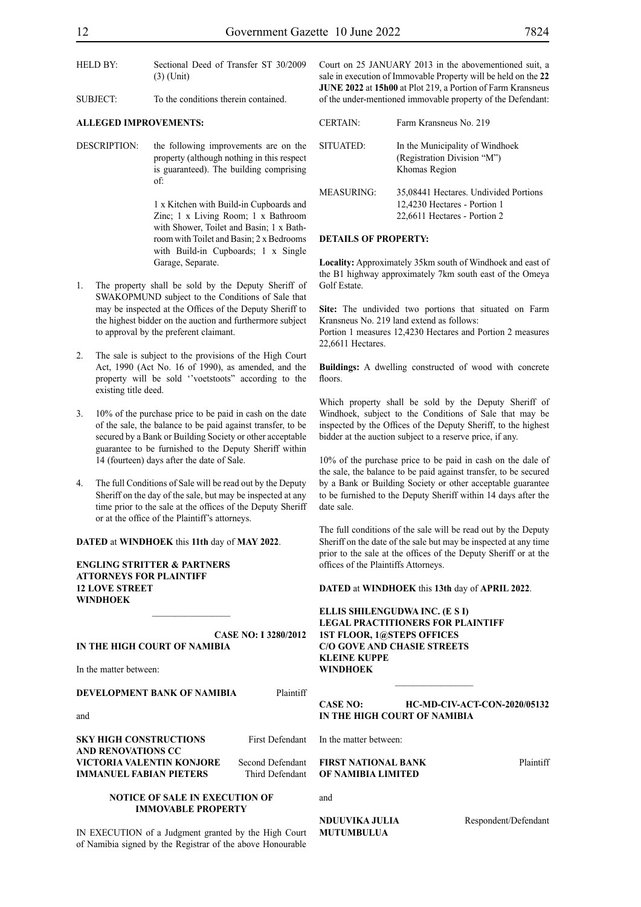| | |
|---|---|
| HELD BY: | Sectional Deed of Transfer ST 30/2009 (3) (Unit) |
| SUBJECT: | To the conditions therein contained. |

**ALLEGED IMPROVEMENTS:**

| | |
|---|---|
| DESCRIPTION: | the following improvements are on the property (although nothing in this respect is guaranteed). The building comprising of: 1 x Kitchen with Build-in Cupboards and Zinc; 1 x Living Room; 1 x Bathroom with Shower, Toilet and Basin; 1 x Bathroom with Toilet and Basin; 2 x Bedrooms with Build-in Cupboards; 1 x Single Garage, Separate. |

1. The property shall be sold by the Deputy Sheriff of SWAKOPMUND subject to the Conditions of Sale that may be inspected at the Offices of the Deputy Sheriff to the highest bidder on the auction and furthermore subject to approval by the preferent claimant.
2. The sale is subject to the provisions of the High Court Act, 1990 (Act No. 16 of 1990), as amended, and the property will be sold ''voetstoots" according to the existing title deed.
3. 10% of the purchase price to be paid in cash on the date of the sale, the balance to be paid against transfer, to be secured by a Bank or Building Society or other acceptable guarantee to be furnished to the Deputy Sheriff within 14 (fourteen) days after the date of Sale.
4. The full Conditions of Sale will be read out by the Deputy Sheriff on the day of the sale, but may be inspected at any time prior to the sale at the offices of the Deputy Sheriff or at the office of the Plaintiff's attorneys.

**DATED** at **WINDHOEK** this **11th** day of **MAY 2022**.

**ENGLING STRITTER & PARTNERS**
**ATTORNEYS FOR PLAINTIFF**
**12 LOVE STREET**
**WINDHOEK**

---

**CASE NO: I 3280/2012**
**IN THE HIGH COURT OF NAMIBIA**

In the matter between:

**DEVELOPMENT BANK OF NAMIBIA** Plaintiff

and

**SKY HIGH CONSTRUCTIONS AND RENOVATIONS CC** First Defendant
**VICTORIA VALENTIN KONJORE** Second Defendant
**IMMANUEL FABIAN PIETERS** Third Defendant

**NOTICE OF SALE IN EXECUTION OF IMMOVABLE PROPERTY**

IN EXECUTION of a Judgment granted by the High Court of Namibia signed by the Registrar of the above Honourable Court on 25 JANUARY 2013 in the abovementioned suit, a sale in execution of Immovable Property will be held on the **22 JUNE 2022** at **15h00** at Plot 219, a Portion of Farm Kransneus of the under-mentioned immovable property of the Defendant:

| | |
|---|---|
| CERTAIN: | Farm Kransneus No. 219 |
| SITUATED: | In the Municipality of Windhoek (Registration Division "M") Khomas Region |
| MEASURING: | 35,08441 Hectares. Undivided Portions 12,4230 Hectares - Portion 1 22,6611 Hectares - Portion 2 |

**DETAILS OF PROPERTY:**

**Locality:** Approximately 35km south of Windhoek and east of the B1 highway approximately 7km south east of the Omeya Golf Estate.

**Site:** The undivided two portions that situated on Farm Kransneus No. 219 land extend as follows:
Portion 1 measures 12,4230 Hectares and Portion 2 measures 22,6611 Hectares.

**Buildings:** A dwelling constructed of wood with concrete floors.

Which property shall be sold by the Deputy Sheriff of Windhoek, subject to the Conditions of Sale that may be inspected by the Offices of the Deputy Sheriff, to the highest bidder at the auction subject to a reserve price, if any.

10% of the purchase price to be paid in cash on the dale of the sale, the balance to be paid against transfer, to be secured by a Bank or Building Society or other acceptable guarantee to be furnished to the Deputy Sheriff within 14 days after the date sale.

The full conditions of the sale will be read out by the Deputy Sheriff on the date of the sale but may be inspected at any time prior to the sale at the offices of the Deputy Sheriff or at the offices of the Plaintiffs Attorneys.

**DATED** at **WINDHOEK** this **13th** day of **APRIL 2022**.

**ELLIS SHILENGUDWA INC. (E S I)**
**LEGAL PRACTITIONERS FOR PLAINTIFF**
**1ST FLOOR, 1@STEPS OFFICES**
**C/O GOVE AND CHASIE STREETS**
**KLEINE KUPPE**
**WINDHOEK**

---

**CASE NO: HC-MD-CIV-ACT-CON-2020/05132**
**IN THE HIGH COURT OF NAMIBIA**

In the matter between:

**FIRST NATIONAL BANK OF NAMIBIA LIMITED** Plaintiff

and

**NDUUVIKA JULIA MUTUMBULUA** Respondent/Defendant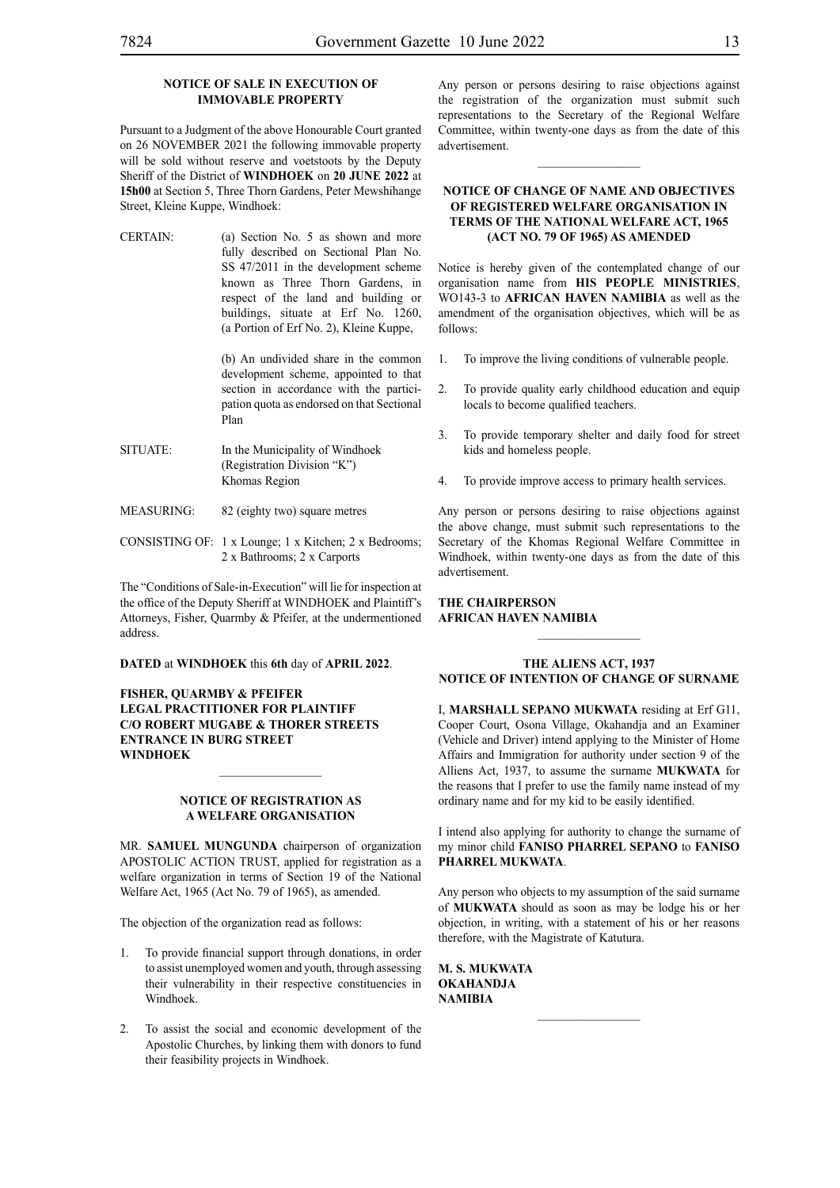## NOTICE OF SALE IN EXECUTION OF IMMOVABLE PROPERTY

Pursuant to a Judgment of the above Honourable Court granted on 26 NOVEMBER 2021 the following immovable property will be sold without reserve and voetstoots by the Deputy Sheriff of the District of **WINDHOEK** on **20 JUNE 2022** at **15h00** at Section 5, Three Thorn Gardens, Peter Mewshihange Street, Kleine Kuppe, Windhoek:

| | |
|---|---|
| CERTAIN: | (a) Section No. 5 as shown and more fully described on Sectional Plan No. SS 47/2011 in the development scheme known as Three Thorn Gardens, in respect of the land and building or buildings, situate at Erf No. 1260, (a Portion of Erf No. 2), Kleine Kuppe,<br><br>(b) An undivided share in the common development scheme, appointed to that section in accordance with the participation quota as endorsed on that Sectional Plan |
| SITUATE: | In the Municipality of Windhoek (Registration Division "K") Khomas Region |
| MEASURING: | 82 (eighty two) square metres |
| CONSISTING OF: | 1 x Lounge; 1 x Kitchen; 2 x Bedrooms; 2 x Bathrooms; 2 x Carports |

The "Conditions of Sale-in-Execution" will lie for inspection at the office of the Deputy Sheriff at WINDHOEK and Plaintiff's Attorneys, Fisher, Quarmby & Pfeifer, at the undermentioned address.

**DATED** at **WINDHOEK** this **6th** day of **APRIL 2022**.

**FISHER, QUARMBY & PFEIFER**
**LEGAL PRACTITIONER FOR PLAINTIFF**
**C/O ROBERT MUGABE & THORER STREETS**
**ENTRANCE IN BURG STREET**
**WINDHOEK**

---

## NOTICE OF REGISTRATION AS A WELFARE ORGANISATION

MR. **SAMUEL MUNGUNDA** chairperson of organization APOSTOLIC ACTION TRUST, applied for registration as a welfare organization in terms of Section 19 of the National Welfare Act, 1965 (Act No. 79 of 1965), as amended.

The objection of the organization read as follows:

1. To provide financial support through donations, in order to assist unemployed women and youth, through assessing their vulnerability in their respective constituencies in Windhoek.

2. To assist the social and economic development of the Apostolic Churches, by linking them with donors to fund their feasibility projects in Windhoek.

Any person or persons desiring to raise objections against the registration of the organization must submit such representations to the Secretary of the Regional Welfare Committee, within twenty-one days as from the date of this advertisement.

---

## NOTICE OF CHANGE OF NAME AND OBJECTIVES OF REGISTERED WELFARE ORGANISATION IN TERMS OF THE NATIONAL WELFARE ACT, 1965 (ACT NO. 79 OF 1965) AS AMENDED

Notice is hereby given of the contemplated change of our organisation name from **HIS PEOPLE MINISTRIES**, WO143-3 to **AFRICAN HAVEN NAMIBIA** as well as the amendment of the organisation objectives, which will be as follows:

1. To improve the living conditions of vulnerable people.

2. To provide quality early childhood education and equip locals to become qualified teachers.

3. To provide temporary shelter and daily food for street kids and homeless people.

4. To provide improve access to primary health services.

Any person or persons desiring to raise objections against the above change, must submit such representations to the Secretary of the Khomas Regional Welfare Committee in Windhoek, within twenty-one days as from the date of this advertisement.

**THE CHAIRPERSON**
**AFRICAN HAVEN NAMIBIA**

---

## THE ALIENS ACT, 1937
## NOTICE OF INTENTION OF CHANGE OF SURNAME

I, **MARSHALL SEPANO MUKWATA** residing at Erf G11, Cooper Court, Osona Village, Okahandja and an Examiner (Vehicle and Driver) intend applying to the Minister of Home Affairs and Immigration for authority under section 9 of the Alliens Act, 1937, to assume the surname **MUKWATA** for the reasons that I prefer to use the family name instead of my ordinary name and for my kid to be easily identified.

I intend also applying for authority to change the surname of my minor child **FANISO PHARREL SEPANO** to **FANISO PHARREL MUKWATA**.

Any person who objects to my assumption of the said surname of **MUKWATA** should as soon as may be lodge his or her objection, in writing, with a statement of his or her reasons therefore, with the Magistrate of Katutura.

**M. S. MUKWATA**
**OKAHANDJA**
**NAMIBIA**

---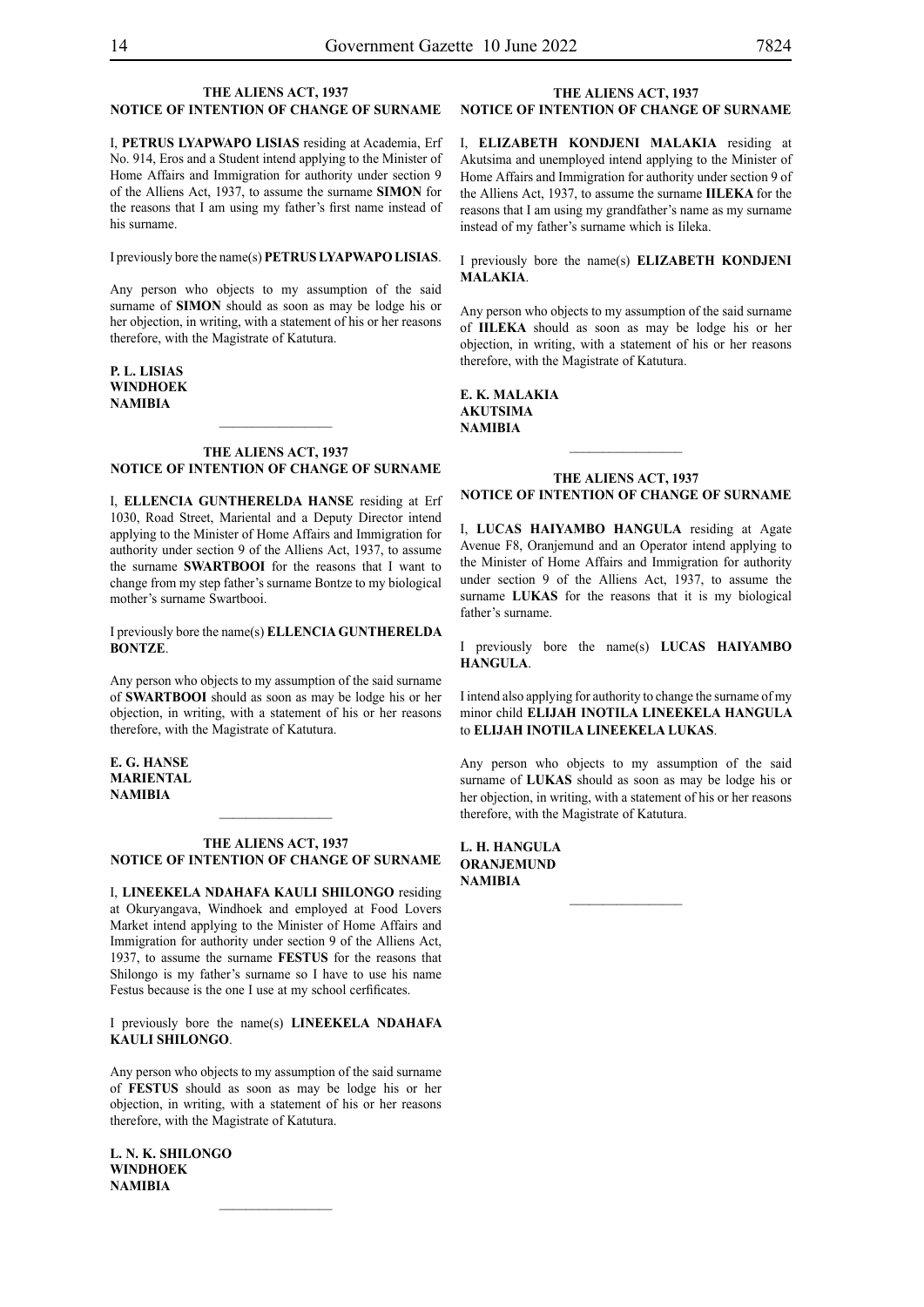### THE ALIENS ACT, 1937
### NOTICE OF INTENTION OF CHANGE OF SURNAME

I, **PETRUS LYAPWAPO LISIAS** residing at Academia, Erf No. 914, Eros and a Student intend applying to the Minister of Home Affairs and Immigration for authority under section 9 of the Alliens Act, 1937, to assume the surname **SIMON** for the reasons that I am using my father's first name instead of his surname.

I previously bore the name(s) **PETRUS LYAPWAPO LISIAS**.

Any person who objects to my assumption of the said surname of **SIMON** should as soon as may be lodge his or her objection, in writing, with a statement of his or her reasons therefore, with the Magistrate of Katutura.

**P. L. LISIAS**
**WINDHOEK**
**NAMIBIA**

---

### THE ALIENS ACT, 1937
### NOTICE OF INTENTION OF CHANGE OF SURNAME

I, **ELLENCIA GUNTHERELDA HANSE** residing at Erf 1030, Road Street, Mariental and a Deputy Director intend applying to the Minister of Home Affairs and Immigration for authority under section 9 of the Alliens Act, 1937, to assume the surname **SWARTBOOI** for the reasons that I want to change from my step father's surname Bontze to my biological mother's surname Swartbooi.

I previously bore the name(s) **ELLENCIA GUNTHERELDA BONTZE**.

Any person who objects to my assumption of the said surname of **SWARTBOOI** should as soon as may be lodge his or her objection, in writing, with a statement of his or her reasons therefore, with the Magistrate of Katutura.

**E. G. HANSE**
**MARIENTAL**
**NAMIBIA**

---

### THE ALIENS ACT, 1937
### NOTICE OF INTENTION OF CHANGE OF SURNAME

I, **LINEEKELA NDAHAFA KAULI SHILONGO** residing at Okuryangava, Windhoek and employed at Food Lovers Market intend applying to the Minister of Home Affairs and Immigration for authority under section 9 of the Alliens Act, 1937, to assume the surname **FESTUS** for the reasons that Shilongo is my father's surname so I have to use his name Festus because is the one I use at my school cerfificates.

I previously bore the name(s) **LINEEKELA NDAHAFA KAULI SHILONGO**.

Any person who objects to my assumption of the said surname of **FESTUS** should as soon as may be lodge his or her objection, in writing, with a statement of his or her reasons therefore, with the Magistrate of Katutura.

**L. N. K. SHILONGO**
**WINDHOEK**
**NAMIBIA**

---

### THE ALIENS ACT, 1937
### NOTICE OF INTENTION OF CHANGE OF SURNAME

I, **ELIZABETH KONDJENI MALAKIA** residing at Akutsima and unemployed intend applying to the Minister of Home Affairs and Immigration for authority under section 9 of the Alliens Act, 1937, to assume the surname **IILEKA** for the reasons that I am using my grandfather's name as my surname instead of my father's surname which is Iileka.

I previously bore the name(s) **ELIZABETH KONDJENI MALAKIA**.

Any person who objects to my assumption of the said surname of **IILEKA** should as soon as may be lodge his or her objection, in writing, with a statement of his or her reasons therefore, with the Magistrate of Katutura.

**E. K. MALAKIA**
**AKUTSIMA**
**NAMIBIA**

---

### THE ALIENS ACT, 1937
### NOTICE OF INTENTION OF CHANGE OF SURNAME

I, **LUCAS HAIYAMBO HANGULA** residing at Agate Avenue F8, Oranjemund and an Operator intend applying to the Minister of Home Affairs and Immigration for authority under section 9 of the Alliens Act, 1937, to assume the surname **LUKAS** for the reasons that it is my biological father's surname.

I previously bore the name(s) **LUCAS HAIYAMBO HANGULA**.

I intend also applying for authority to change the surname of my minor child **ELIJAH INOTILA LINEEKELA HANGULA** to **ELIJAH INOTILA LINEEKELA LUKAS**.

Any person who objects to my assumption of the said surname of **LUKAS** should as soon as may be lodge his or her objection, in writing, with a statement of his or her reasons therefore, with the Magistrate of Katutura.

**L. H. HANGULA**
**ORANJEMUND**
**NAMIBIA**